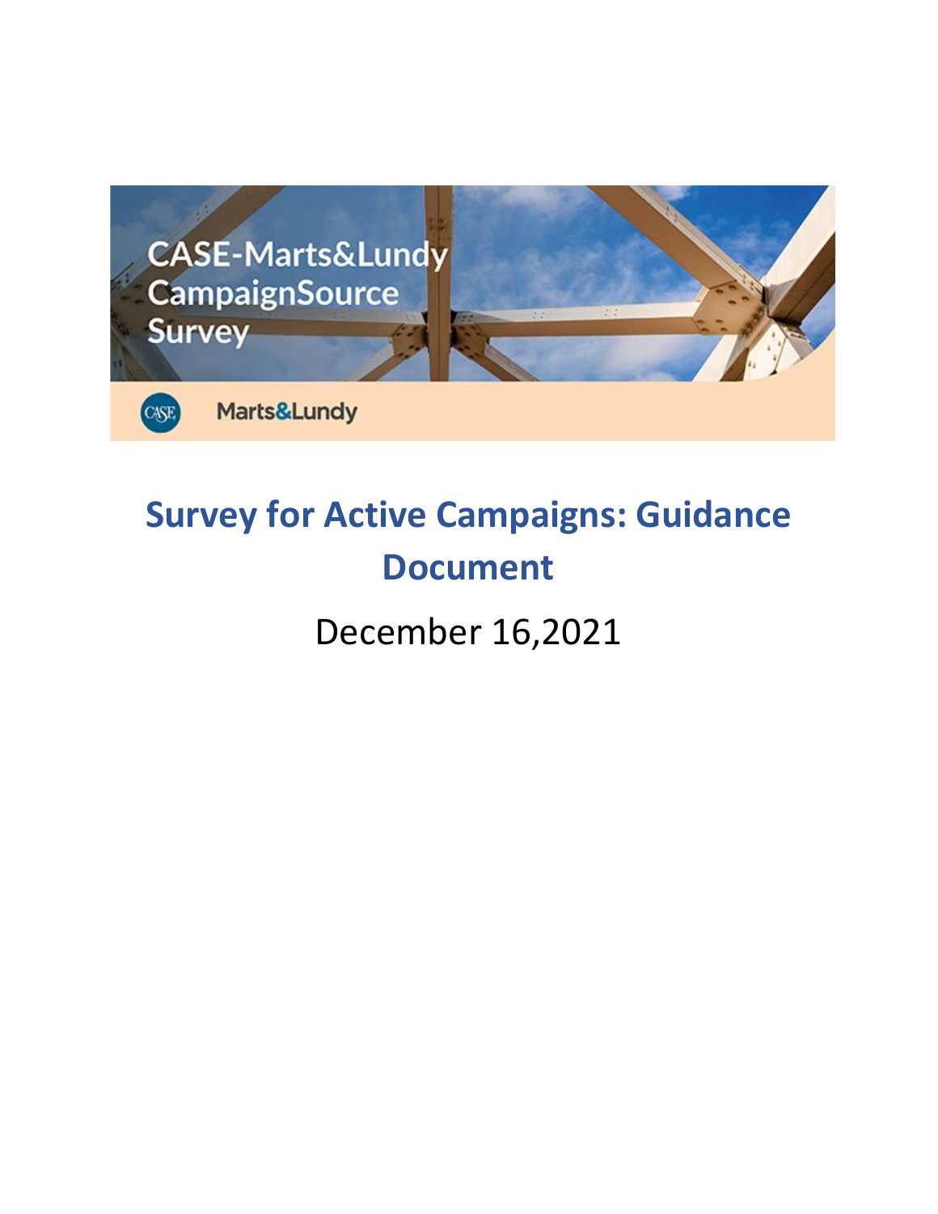CASE-Marts&Lundy CampaignSource Survey

CASE Marts&Lundy

# Survey for Active Campaigns: Guidance Document

December 16,2021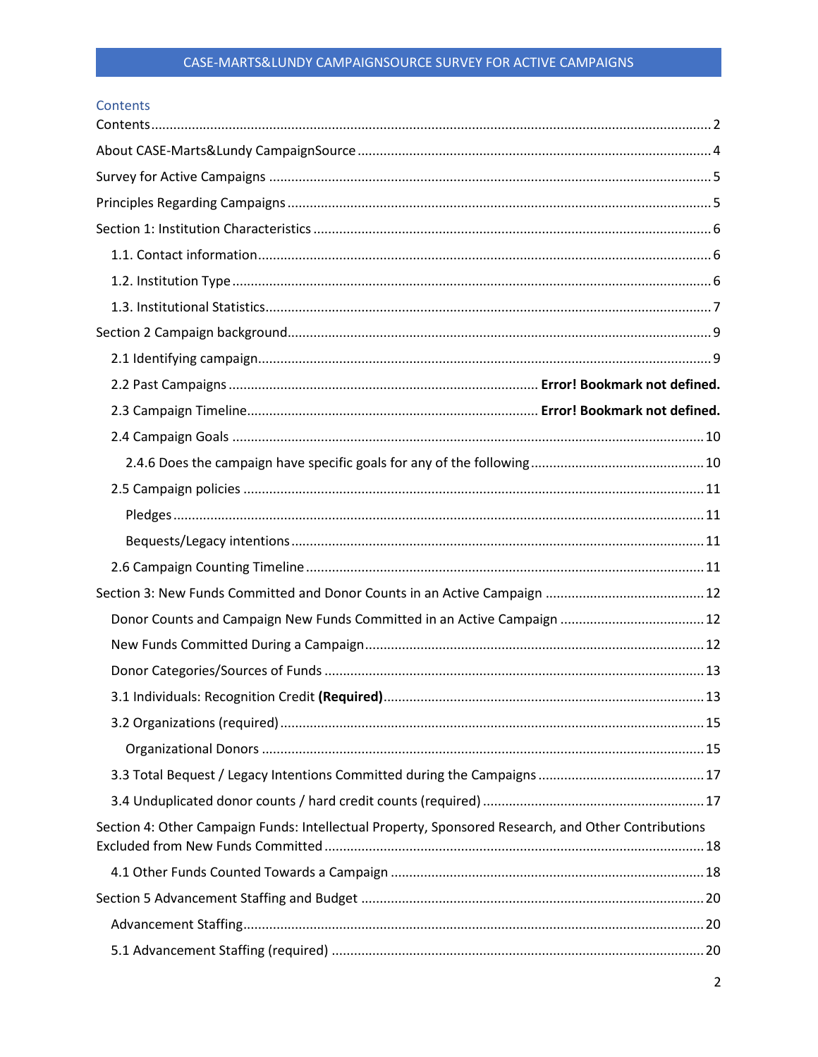## Contents

Contents ........................................................................................................................................ 2
About CASE-Marts&Lundy CampaignSource ............................................................................... 4
Survey for Active Campaigns ......................................................................................................... 5
Principles Regarding Campaigns ................................................................................................... 5
Section 1: Institution Characteristics ............................................................................................ 6
- 1.1. Contact information ........................................................................................................... 6
- 1.2. Institution Type .................................................................................................................. 6
- 1.3. Institutional Statistics ......................................................................................................... 7

Section 2 Campaign background ................................................................................................... 9
- 2.1 Identifying campaign ........................................................................................................... 9
- 2.2 Past Campaigns .................................................................. **Error! Bookmark not defined.**
- 2.3 Campaign Timeline ............................................................. **Error! Bookmark not defined.**
- 2.4 Campaign Goals ................................................................................................................ 10
  - 2.4.6 Does the campaign have specific goals for any of the following ................................ 10
- 2.5 Campaign policies ............................................................................................................. 11
  - Pledges ............................................................................................................................... 11
  - Bequests/Legacy intentions ................................................................................................ 11
- 2.6 Campaign Counting Timeline ............................................................................................ 11

Section 3: New Funds Committed and Donor Counts in an Active Campaign ............................ 12
- Donor Counts and Campaign New Funds Committed in an Active Campaign ....................... 12
- New Funds Committed During a Campaign ............................................................................ 12
- Donor Categories/Sources of Funds ....................................................................................... 13
- 3.1 Individuals: Recognition Credit **(Required)** ...................................................................... 13
- 3.2 Organizations (required) ................................................................................................... 15
  - Organizational Donors ....................................................................................................... 15
- 3.3 Total Bequest / Legacy Intentions Committed during the Campaigns ............................... 17
- 3.4 Unduplicated donor counts / hard credit counts (required) ............................................. 17

Section 4: Other Campaign Funds: Intellectual Property, Sponsored Research, and Other Contributions Excluded from New Funds Committed ..................................................................................... 18
- 4.1 Other Funds Counted Towards a Campaign ..................................................................... 18

Section 5 Advancement Staffing and Budget .............................................................................. 20
- Advancement Staffing ............................................................................................................. 20
- 5.1 Advancement Staffing (required) ...................................................................................... 20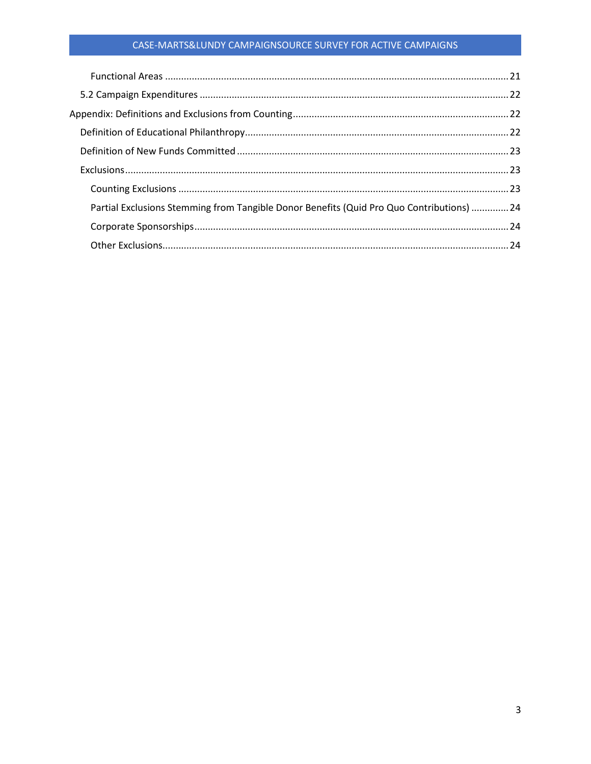Functional Areas ........................................................................................................................ 21

5.2 Campaign Expenditures ........................................................................................................ 22

Appendix: Definitions and Exclusions from Counting ................................................................. 22

Definition of Educational Philanthropy ........................................................................................ 22

Definition of New Funds Committed ........................................................................................... 23

Exclusions ..................................................................................................................................... 23

Counting Exclusions ................................................................................................................... 23

Partial Exclusions Stemming from Tangible Donor Benefits (Quid Pro Quo Contributions) .............. 24

Corporate Sponsorships ............................................................................................................. 24

Other Exclusions ......................................................................................................................... 24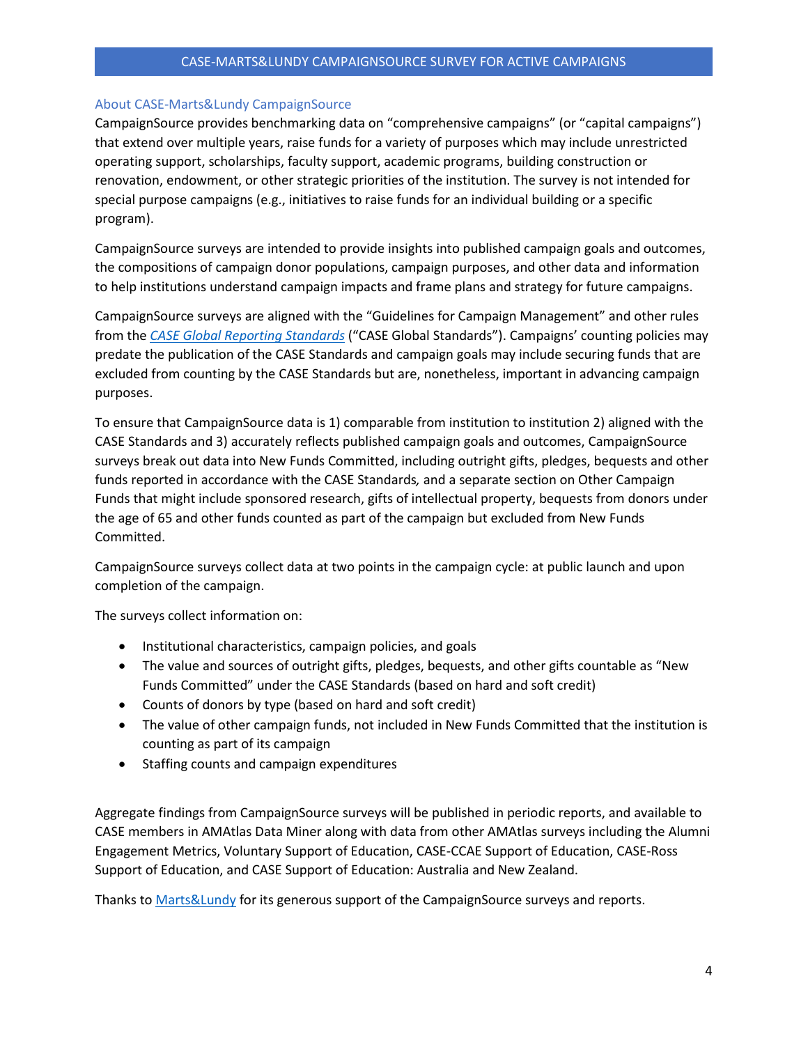## About CASE-Marts&Lundy CampaignSource

CampaignSource provides benchmarking data on "comprehensive campaigns" (or "capital campaigns") that extend over multiple years, raise funds for a variety of purposes which may include unrestricted operating support, scholarships, faculty support, academic programs, building construction or renovation, endowment, or other strategic priorities of the institution. The survey is not intended for special purpose campaigns (e.g., initiatives to raise funds for an individual building or a specific program).

CampaignSource surveys are intended to provide insights into published campaign goals and outcomes, the compositions of campaign donor populations, campaign purposes, and other data and information to help institutions understand campaign impacts and frame plans and strategy for future campaigns.

CampaignSource surveys are aligned with the "Guidelines for Campaign Management" and other rules from the *CASE Global Reporting Standards* ("CASE Global Standards"). Campaigns' counting policies may predate the publication of the CASE Standards and campaign goals may include securing funds that are excluded from counting by the CASE Standards but are, nonetheless, important in advancing campaign purposes.

To ensure that CampaignSource data is 1) comparable from institution to institution 2) aligned with the CASE Standards and 3) accurately reflects published campaign goals and outcomes, CampaignSource surveys break out data into New Funds Committed, including outright gifts, pledges, bequests and other funds reported in accordance with the CASE Standards*,* and a separate section on Other Campaign Funds that might include sponsored research, gifts of intellectual property, bequests from donors under the age of 65 and other funds counted as part of the campaign but excluded from New Funds Committed.

CampaignSource surveys collect data at two points in the campaign cycle: at public launch and upon completion of the campaign.

The surveys collect information on:

- Institutional characteristics, campaign policies, and goals
- The value and sources of outright gifts, pledges, bequests, and other gifts countable as "New Funds Committed" under the CASE Standards (based on hard and soft credit)
- Counts of donors by type (based on hard and soft credit)
- The value of other campaign funds, not included in New Funds Committed that the institution is counting as part of its campaign
- Staffing counts and campaign expenditures

Aggregate findings from CampaignSource surveys will be published in periodic reports, and available to CASE members in AMAtlas Data Miner along with data from other AMAtlas surveys including the Alumni Engagement Metrics, Voluntary Support of Education, CASE-CCAE Support of Education, CASE-Ross Support of Education, and CASE Support of Education: Australia and New Zealand.

Thanks to Marts&Lundy for its generous support of the CampaignSource surveys and reports.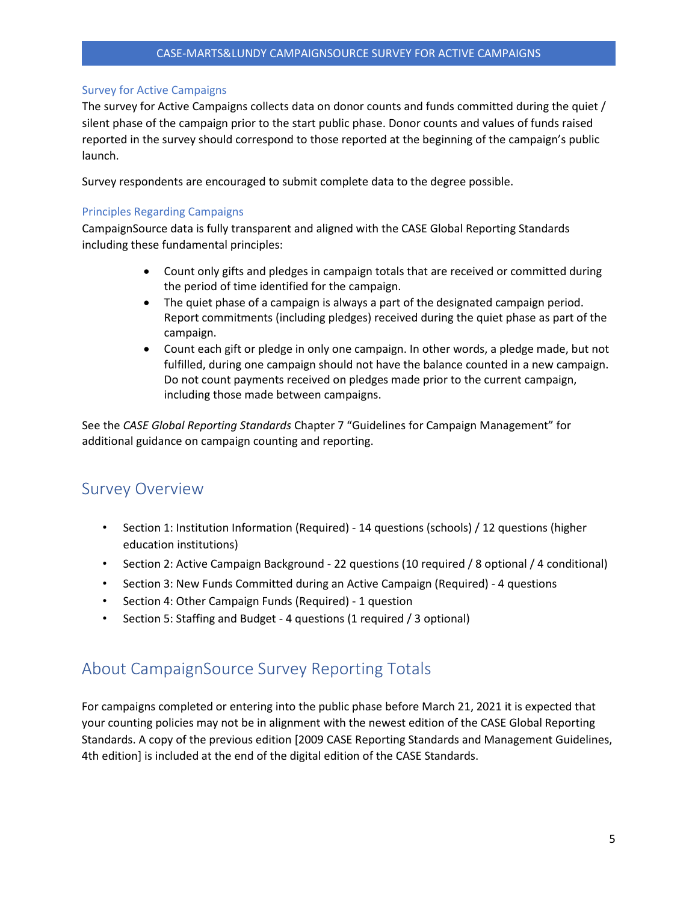### Survey for Active Campaigns

The survey for Active Campaigns collects data on donor counts and funds committed during the quiet / silent phase of the campaign prior to the start public phase. Donor counts and values of funds raised reported in the survey should correspond to those reported at the beginning of the campaign's public launch.

Survey respondents are encouraged to submit complete data to the degree possible.

### Principles Regarding Campaigns

CampaignSource data is fully transparent and aligned with the CASE Global Reporting Standards including these fundamental principles:

- Count only gifts and pledges in campaign totals that are received or committed during the period of time identified for the campaign.
- The quiet phase of a campaign is always a part of the designated campaign period. Report commitments (including pledges) received during the quiet phase as part of the campaign.
- Count each gift or pledge in only one campaign. In other words, a pledge made, but not fulfilled, during one campaign should not have the balance counted in a new campaign. Do not count payments received on pledges made prior to the current campaign, including those made between campaigns.

See the *CASE Global Reporting Standards* Chapter 7 "Guidelines for Campaign Management" for additional guidance on campaign counting and reporting.

## Survey Overview

- Section 1: Institution Information (Required) - 14 questions (schools) / 12 questions (higher education institutions)
- Section 2: Active Campaign Background - 22 questions (10 required / 8 optional / 4 conditional)
- Section 3: New Funds Committed during an Active Campaign (Required) - 4 questions
- Section 4: Other Campaign Funds (Required) - 1 question
- Section 5: Staffing and Budget - 4 questions (1 required / 3 optional)

## About CampaignSource Survey Reporting Totals

For campaigns completed or entering into the public phase before March 21, 2021 it is expected that your counting policies may not be in alignment with the newest edition of the CASE Global Reporting Standards. A copy of the previous edition [2009 CASE Reporting Standards and Management Guidelines, 4th edition] is included at the end of the digital edition of the CASE Standards.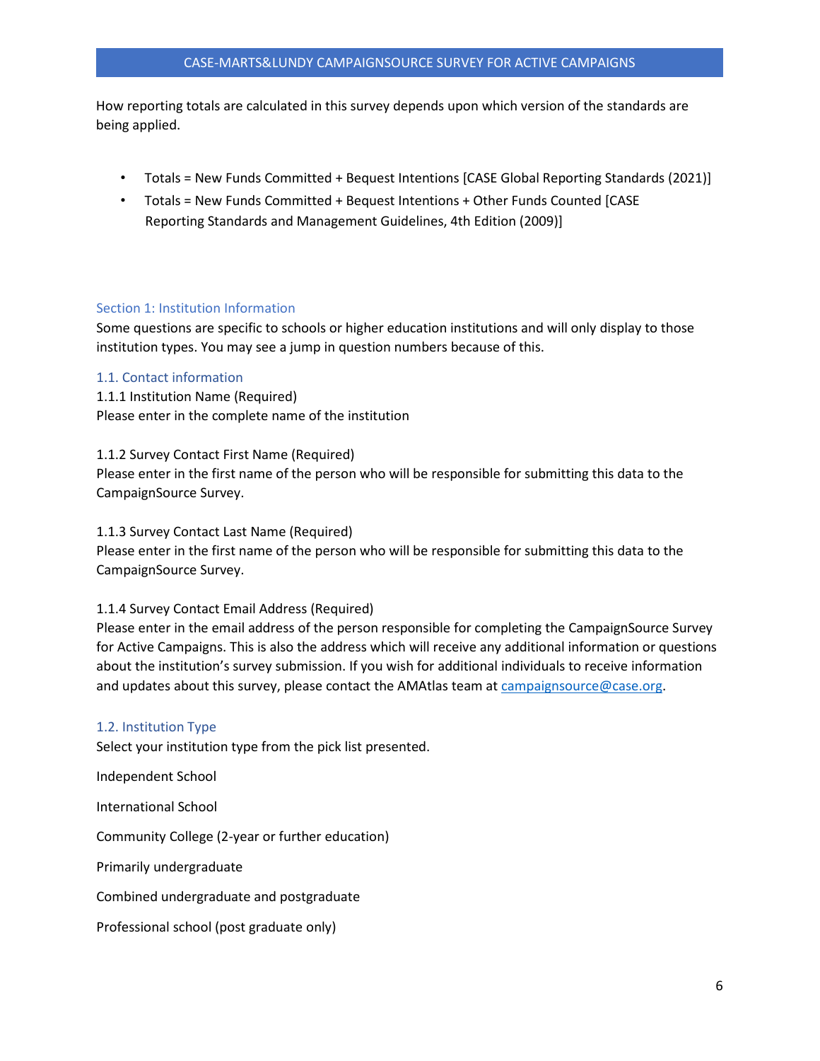How reporting totals are calculated in this survey depends upon which version of the standards are being applied.

- Totals = New Funds Committed + Bequest Intentions [CASE Global Reporting Standards (2021)]
- Totals = New Funds Committed + Bequest Intentions + Other Funds Counted [CASE Reporting Standards and Management Guidelines, 4th Edition (2009)]

## Section 1: Institution Information

Some questions are specific to schools or higher education institutions and will only display to those institution types. You may see a jump in question numbers because of this.

### 1.1. Contact information

1.1.1 Institution Name (Required)
Please enter in the complete name of the institution

1.1.2 Survey Contact First Name (Required)
Please enter in the first name of the person who will be responsible for submitting this data to the CampaignSource Survey.

1.1.3 Survey Contact Last Name (Required)
Please enter in the first name of the person who will be responsible for submitting this data to the CampaignSource Survey.

1.1.4 Survey Contact Email Address (Required)
Please enter in the email address of the person responsible for completing the CampaignSource Survey for Active Campaigns. This is also the address which will receive any additional information or questions about the institution's survey submission. If you wish for additional individuals to receive information and updates about this survey, please contact the AMAtlas team at campaignsource@case.org.

### 1.2. Institution Type

Select your institution type from the pick list presented.

Independent School

International School

Community College (2-year or further education)

Primarily undergraduate

Combined undergraduate and postgraduate

Professional school (post graduate only)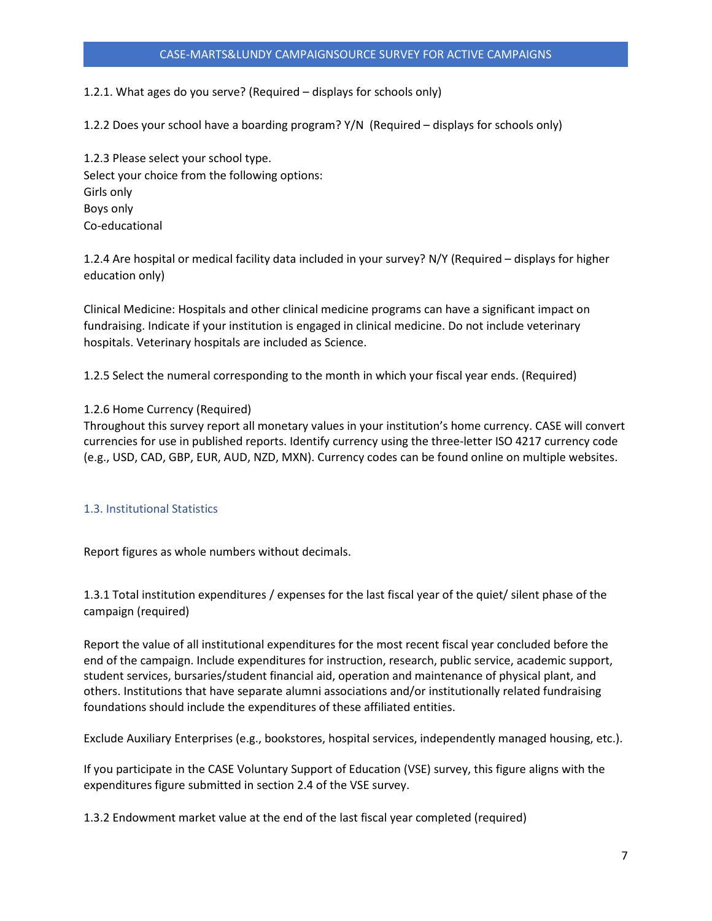1.2.1. What ages do you serve? (Required – displays for schools only)

1.2.2 Does your school have a boarding program? Y/N (Required – displays for schools only)

1.2.3 Please select your school type.
Select your choice from the following options:
Girls only
Boys only
Co-educational

1.2.4 Are hospital or medical facility data included in your survey? N/Y (Required – displays for higher education only)

Clinical Medicine: Hospitals and other clinical medicine programs can have a significant impact on fundraising. Indicate if your institution is engaged in clinical medicine. Do not include veterinary hospitals. Veterinary hospitals are included as Science.

1.2.5 Select the numeral corresponding to the month in which your fiscal year ends. (Required)

1.2.6 Home Currency (Required)
Throughout this survey report all monetary values in your institution's home currency. CASE will convert currencies for use in published reports. Identify currency using the three-letter ISO 4217 currency code (e.g., USD, CAD, GBP, EUR, AUD, NZD, MXN). Currency codes can be found online on multiple websites.

### 1.3. Institutional Statistics

Report figures as whole numbers without decimals.

1.3.1 Total institution expenditures / expenses for the last fiscal year of the quiet/ silent phase of the campaign (required)

Report the value of all institutional expenditures for the most recent fiscal year concluded before the end of the campaign. Include expenditures for instruction, research, public service, academic support, student services, bursaries/student financial aid, operation and maintenance of physical plant, and others. Institutions that have separate alumni associations and/or institutionally related fundraising foundations should include the expenditures of these affiliated entities.

Exclude Auxiliary Enterprises (e.g., bookstores, hospital services, independently managed housing, etc.).

If you participate in the CASE Voluntary Support of Education (VSE) survey, this figure aligns with the expenditures figure submitted in section 2.4 of the VSE survey.

1.3.2 Endowment market value at the end of the last fiscal year completed (required)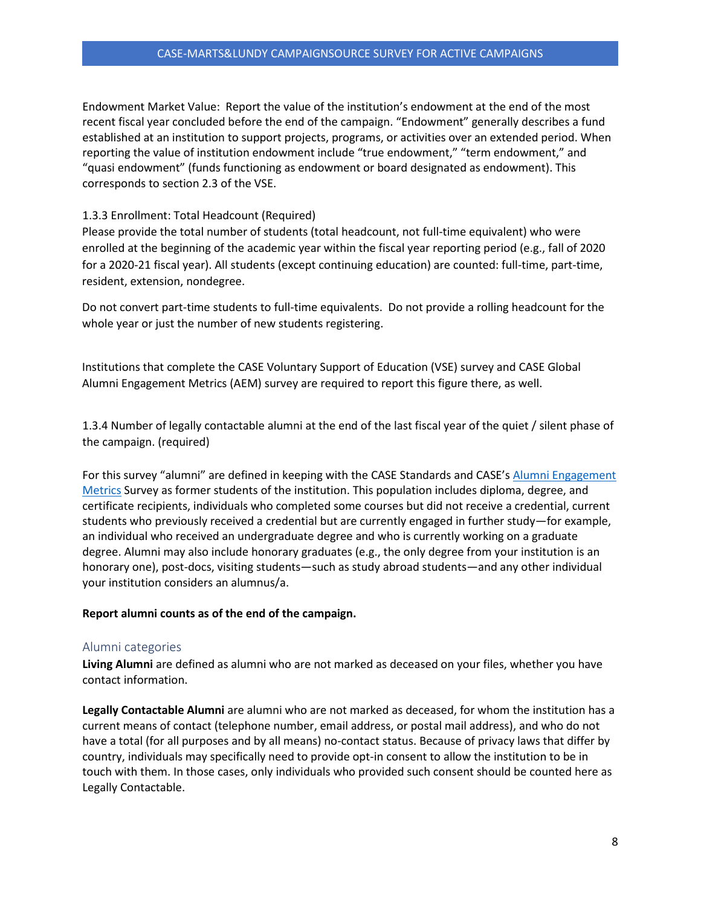Endowment Market Value: Report the value of the institution's endowment at the end of the most recent fiscal year concluded before the end of the campaign. "Endowment" generally describes a fund established at an institution to support projects, programs, or activities over an extended period. When reporting the value of institution endowment include "true endowment," "term endowment," and "quasi endowment" (funds functioning as endowment or board designated as endowment). This corresponds to section 2.3 of the VSE.

1.3.3 Enrollment: Total Headcount (Required)

Please provide the total number of students (total headcount, not full-time equivalent) who were enrolled at the beginning of the academic year within the fiscal year reporting period (e.g., fall of 2020 for a 2020-21 fiscal year). All students (except continuing education) are counted: full-time, part-time, resident, extension, nondegree.

Do not convert part-time students to full-time equivalents. Do not provide a rolling headcount for the whole year or just the number of new students registering.

Institutions that complete the CASE Voluntary Support of Education (VSE) survey and CASE Global Alumni Engagement Metrics (AEM) survey are required to report this figure there, as well.

1.3.4 Number of legally contactable alumni at the end of the last fiscal year of the quiet / silent phase of the campaign. (required)

For this survey "alumni" are defined in keeping with the CASE Standards and CASE's [Alumni Engagement Metrics] Survey as former students of the institution. This population includes diploma, degree, and certificate recipients, individuals who completed some courses but did not receive a credential, current students who previously received a credential but are currently engaged in further study—for example, an individual who received an undergraduate degree and who is currently working on a graduate degree. Alumni may also include honorary graduates (e.g., the only degree from your institution is an honorary one), post-docs, visiting students—such as study abroad students—and any other individual your institution considers an alumnus/a.

**Report alumni counts as of the end of the campaign.**

### Alumni categories

**Living Alumni** are defined as alumni who are not marked as deceased on your files, whether you have contact information.

**Legally Contactable Alumni** are alumni who are not marked as deceased, for whom the institution has a current means of contact (telephone number, email address, or postal mail address), and who do not have a total (for all purposes and by all means) no-contact status. Because of privacy laws that differ by country, individuals may specifically need to provide opt-in consent to allow the institution to be in touch with them. In those cases, only individuals who provided such consent should be counted here as Legally Contactable.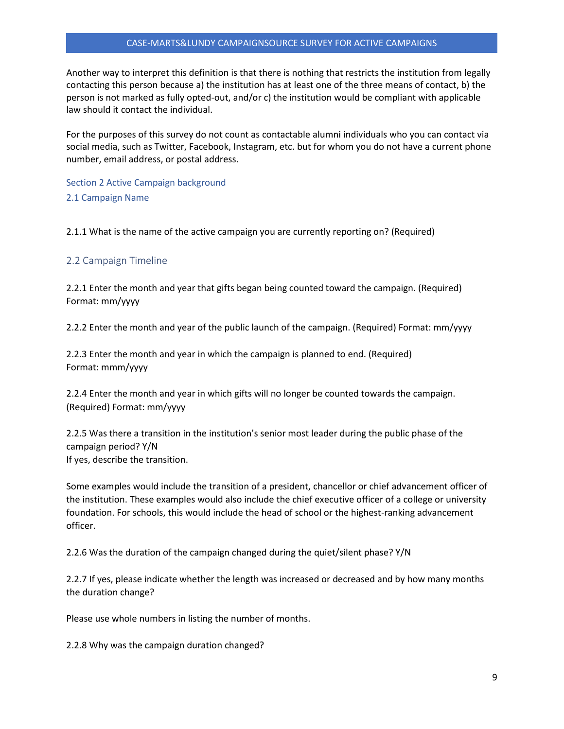Another way to interpret this definition is that there is nothing that restricts the institution from legally contacting this person because a) the institution has at least one of the three means of contact, b) the person is not marked as fully opted-out, and/or c) the institution would be compliant with applicable law should it contact the individual.

For the purposes of this survey do not count as contactable alumni individuals who you can contact via social media, such as Twitter, Facebook, Instagram, etc. but for whom you do not have a current phone number, email address, or postal address.

## Section 2 Active Campaign background

### 2.1 Campaign Name

2.1.1 What is the name of the active campaign you are currently reporting on? (Required)

### 2.2 Campaign Timeline

2.2.1 Enter the month and year that gifts began being counted toward the campaign. (Required) Format: mm/yyyy

2.2.2 Enter the month and year of the public launch of the campaign. (Required) Format: mm/yyyy

2.2.3 Enter the month and year in which the campaign is planned to end. (Required) Format: mmm/yyyy

2.2.4 Enter the month and year in which gifts will no longer be counted towards the campaign. (Required) Format: mm/yyyy

2.2.5 Was there a transition in the institution's senior most leader during the public phase of the campaign period? Y/N
If yes, describe the transition.

Some examples would include the transition of a president, chancellor or chief advancement officer of the institution. These examples would also include the chief executive officer of a college or university foundation. For schools, this would include the head of school or the highest-ranking advancement officer.

2.2.6 Was the duration of the campaign changed during the quiet/silent phase? Y/N

2.2.7 If yes, please indicate whether the length was increased or decreased and by how many months the duration change?

Please use whole numbers in listing the number of months.

2.2.8 Why was the campaign duration changed?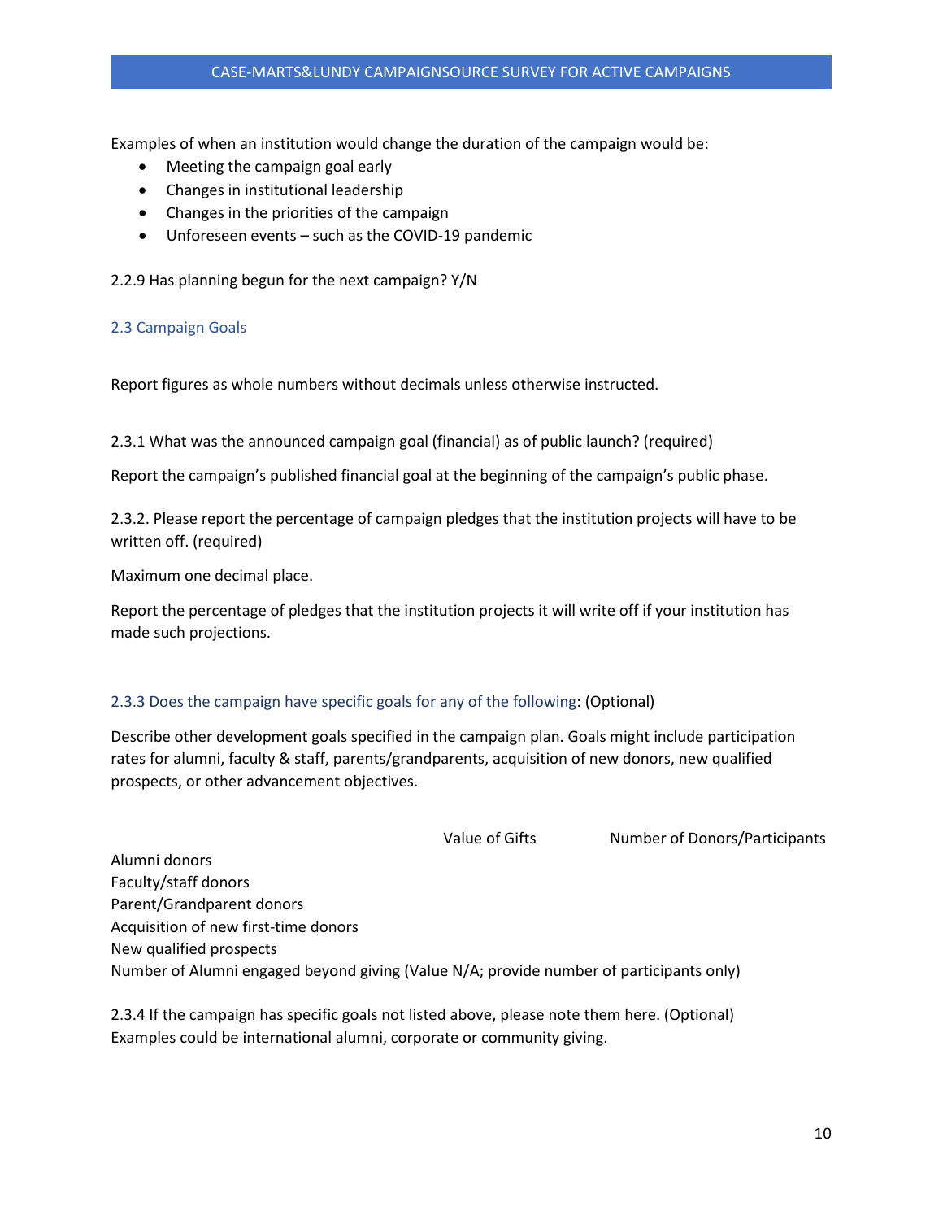Examples of when an institution would change the duration of the campaign would be:

- Meeting the campaign goal early
- Changes in institutional leadership
- Changes in the priorities of the campaign
- Unforeseen events – such as the COVID-19 pandemic

2.2.9 Has planning begun for the next campaign? Y/N

### 2.3 Campaign Goals

Report figures as whole numbers without decimals unless otherwise instructed.

2.3.1 What was the announced campaign goal (financial) as of public launch? (required)

Report the campaign's published financial goal at the beginning of the campaign's public phase.

2.3.2. Please report the percentage of campaign pledges that the institution projects will have to be written off. (required)

Maximum one decimal place.

Report the percentage of pledges that the institution projects it will write off if your institution has made such projections.

#### 2.3.3 Does the campaign have specific goals for any of the following: (Optional)

Describe other development goals specified in the campaign plan. Goals might include participation rates for alumni, faculty & staff, parents/grandparents, acquisition of new donors, new qualified prospects, or other advancement objectives.

| | Value of Gifts | Number of Donors/Participants |
|---|---|---|
| Alumni donors | | |
| Faculty/staff donors | | |
| Parent/Grandparent donors | | |
| Acquisition of new first-time donors | | |
| New qualified prospects | | |
| Number of Alumni engaged beyond giving (Value N/A; provide number of participants only) | | |

2.3.4 If the campaign has specific goals not listed above, please note them here. (Optional)
Examples could be international alumni, corporate or community giving.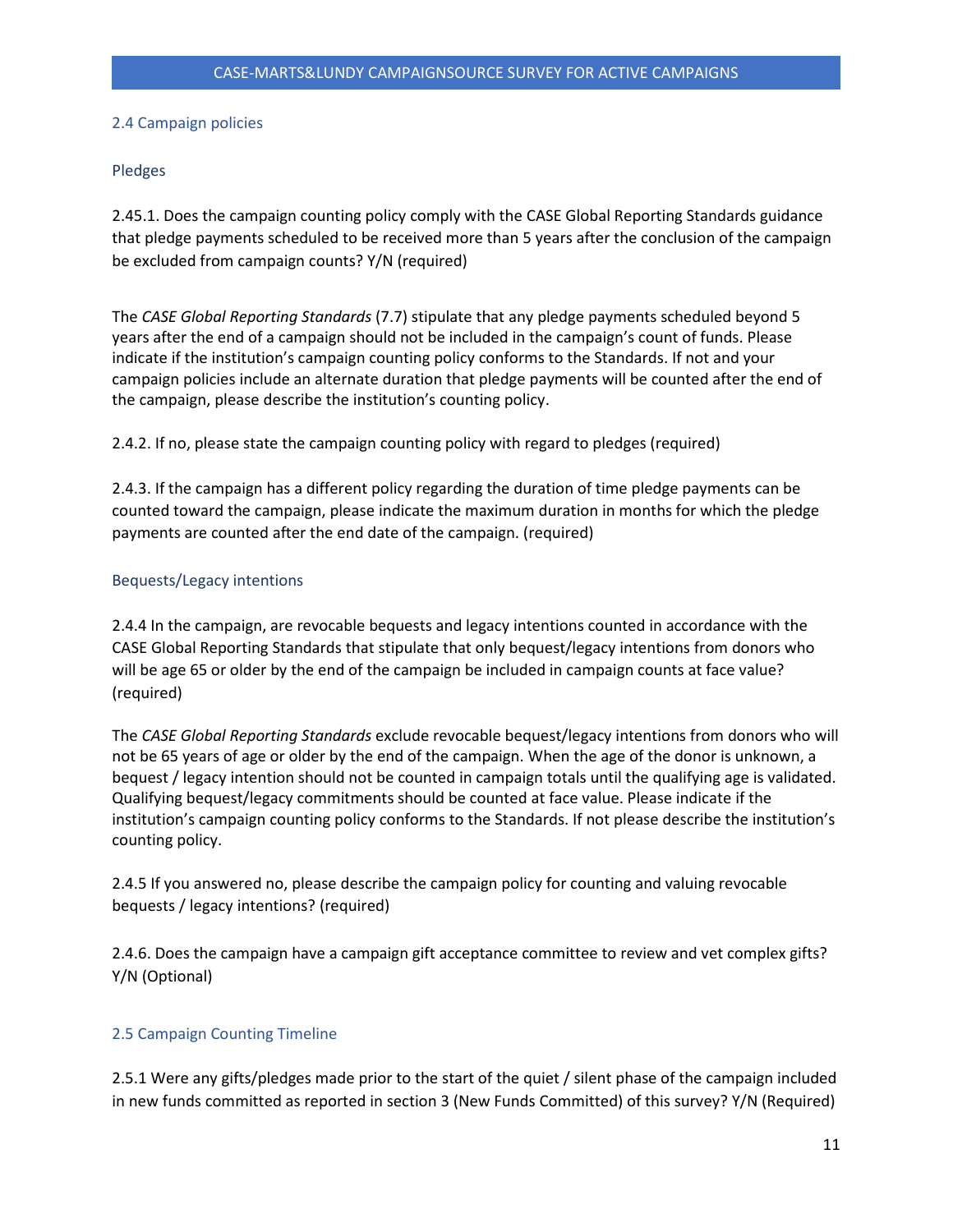## 2.4 Campaign policies

### Pledges

2.45.1. Does the campaign counting policy comply with the CASE Global Reporting Standards guidance that pledge payments scheduled to be received more than 5 years after the conclusion of the campaign be excluded from campaign counts? Y/N (required)

The *CASE Global Reporting Standards* (7.7) stipulate that any pledge payments scheduled beyond 5 years after the end of a campaign should not be included in the campaign's count of funds. Please indicate if the institution's campaign counting policy conforms to the Standards. If not and your campaign policies include an alternate duration that pledge payments will be counted after the end of the campaign, please describe the institution's counting policy.

2.4.2. If no, please state the campaign counting policy with regard to pledges (required)

2.4.3. If the campaign has a different policy regarding the duration of time pledge payments can be counted toward the campaign, please indicate the maximum duration in months for which the pledge payments are counted after the end date of the campaign. (required)

### Bequests/Legacy intentions

2.4.4 In the campaign, are revocable bequests and legacy intentions counted in accordance with the CASE Global Reporting Standards that stipulate that only bequest/legacy intentions from donors who will be age 65 or older by the end of the campaign be included in campaign counts at face value? (required)

The *CASE Global Reporting Standards* exclude revocable bequest/legacy intentions from donors who will not be 65 years of age or older by the end of the campaign. When the age of the donor is unknown, a bequest / legacy intention should not be counted in campaign totals until the qualifying age is validated. Qualifying bequest/legacy commitments should be counted at face value. Please indicate if the institution's campaign counting policy conforms to the Standards. If not please describe the institution's counting policy.

2.4.5 If you answered no, please describe the campaign policy for counting and valuing revocable bequests / legacy intentions? (required)

2.4.6. Does the campaign have a campaign gift acceptance committee to review and vet complex gifts? Y/N (Optional)

## 2.5 Campaign Counting Timeline

2.5.1 Were any gifts/pledges made prior to the start of the quiet / silent phase of the campaign included in new funds committed as reported in section 3 (New Funds Committed) of this survey? Y/N (Required)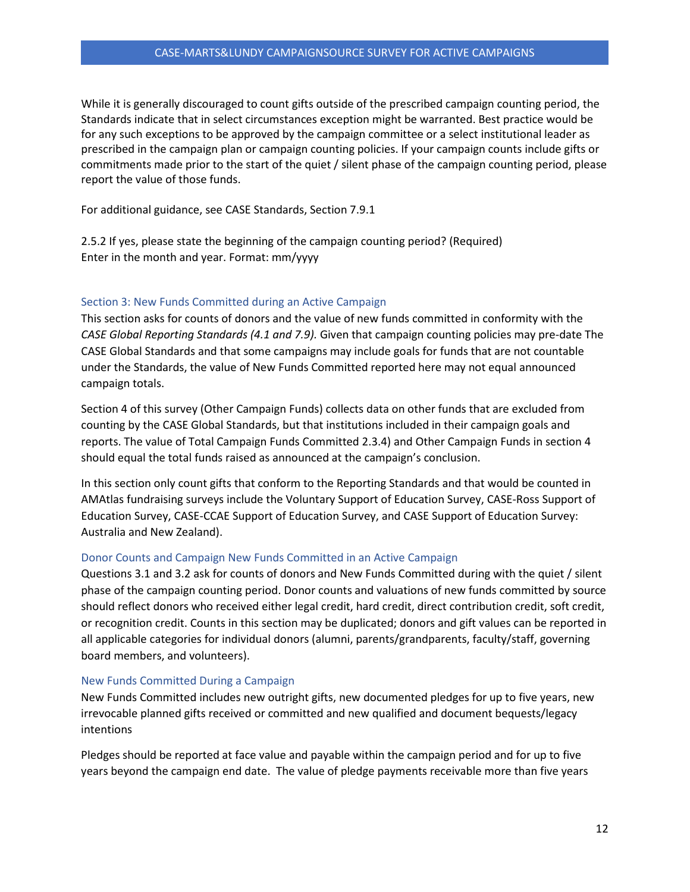While it is generally discouraged to count gifts outside of the prescribed campaign counting period, the Standards indicate that in select circumstances exception might be warranted. Best practice would be for any such exceptions to be approved by the campaign committee or a select institutional leader as prescribed in the campaign plan or campaign counting policies. If your campaign counts include gifts or commitments made prior to the start of the quiet / silent phase of the campaign counting period, please report the value of those funds.

For additional guidance, see CASE Standards, Section 7.9.1

2.5.2 If yes, please state the beginning of the campaign counting period? (Required)
Enter in the month and year. Format: mm/yyyy

## Section 3: New Funds Committed during an Active Campaign

This section asks for counts of donors and the value of new funds committed in conformity with the *CASE Global Reporting Standards (4.1 and 7.9).* Given that campaign counting policies may pre-date The CASE Global Standards and that some campaigns may include goals for funds that are not countable under the Standards, the value of New Funds Committed reported here may not equal announced campaign totals.

Section 4 of this survey (Other Campaign Funds) collects data on other funds that are excluded from counting by the CASE Global Standards, but that institutions included in their campaign goals and reports. The value of Total Campaign Funds Committed 2.3.4) and Other Campaign Funds in section 4 should equal the total funds raised as announced at the campaign's conclusion.

In this section only count gifts that conform to the Reporting Standards and that would be counted in AMAtlas fundraising surveys include the Voluntary Support of Education Survey, CASE-Ross Support of Education Survey, CASE-CCAE Support of Education Survey, and CASE Support of Education Survey: Australia and New Zealand).

### Donor Counts and Campaign New Funds Committed in an Active Campaign

Questions 3.1 and 3.2 ask for counts of donors and New Funds Committed during with the quiet / silent phase of the campaign counting period. Donor counts and valuations of new funds committed by source should reflect donors who received either legal credit, hard credit, direct contribution credit, soft credit, or recognition credit. Counts in this section may be duplicated; donors and gift values can be reported in all applicable categories for individual donors (alumni, parents/grandparents, faculty/staff, governing board members, and volunteers).

### New Funds Committed During a Campaign

New Funds Committed includes new outright gifts, new documented pledges for up to five years, new irrevocable planned gifts received or committed and new qualified and document bequests/legacy intentions

Pledges should be reported at face value and payable within the campaign period and for up to five years beyond the campaign end date. The value of pledge payments receivable more than five years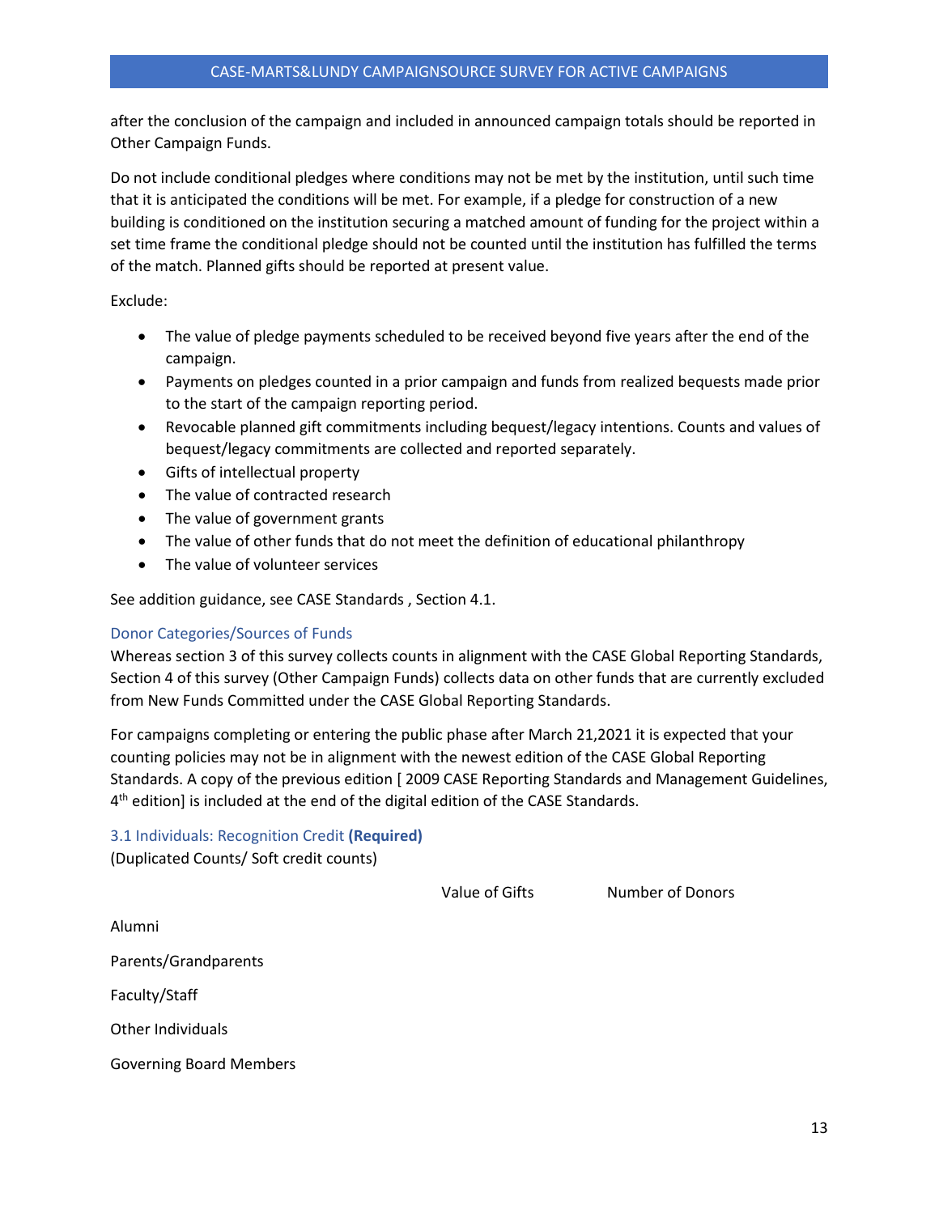after the conclusion of the campaign and included in announced campaign totals should be reported in Other Campaign Funds.

Do not include conditional pledges where conditions may not be met by the institution, until such time that it is anticipated the conditions will be met. For example, if a pledge for construction of a new building is conditioned on the institution securing a matched amount of funding for the project within a set time frame the conditional pledge should not be counted until the institution has fulfilled the terms of the match. Planned gifts should be reported at present value.

Exclude:

- The value of pledge payments scheduled to be received beyond five years after the end of the campaign.
- Payments on pledges counted in a prior campaign and funds from realized bequests made prior to the start of the campaign reporting period.
- Revocable planned gift commitments including bequest/legacy intentions. Counts and values of bequest/legacy commitments are collected and reported separately.
- Gifts of intellectual property
- The value of contracted research
- The value of government grants
- The value of other funds that do not meet the definition of educational philanthropy
- The value of volunteer services

See addition guidance, see CASE Standards , Section 4.1.

### Donor Categories/Sources of Funds

Whereas section 3 of this survey collects counts in alignment with the CASE Global Reporting Standards, Section 4 of this survey (Other Campaign Funds) collects data on other funds that are currently excluded from New Funds Committed under the CASE Global Reporting Standards.

For campaigns completing or entering the public phase after March 21,2021 it is expected that your counting policies may not be in alignment with the newest edition of the CASE Global Reporting Standards. A copy of the previous edition [ 2009 CASE Reporting Standards and Management Guidelines, 4th edition] is included at the end of the digital edition of the CASE Standards.

### 3.1 Individuals: Recognition Credit **(Required)**

(Duplicated Counts/ Soft credit counts)

| | Value of Gifts | Number of Donors |
|---|---|---|
| Alumni | | |
| Parents/Grandparents | | |
| Faculty/Staff | | |
| Other Individuals | | |
| Governing Board Members | | |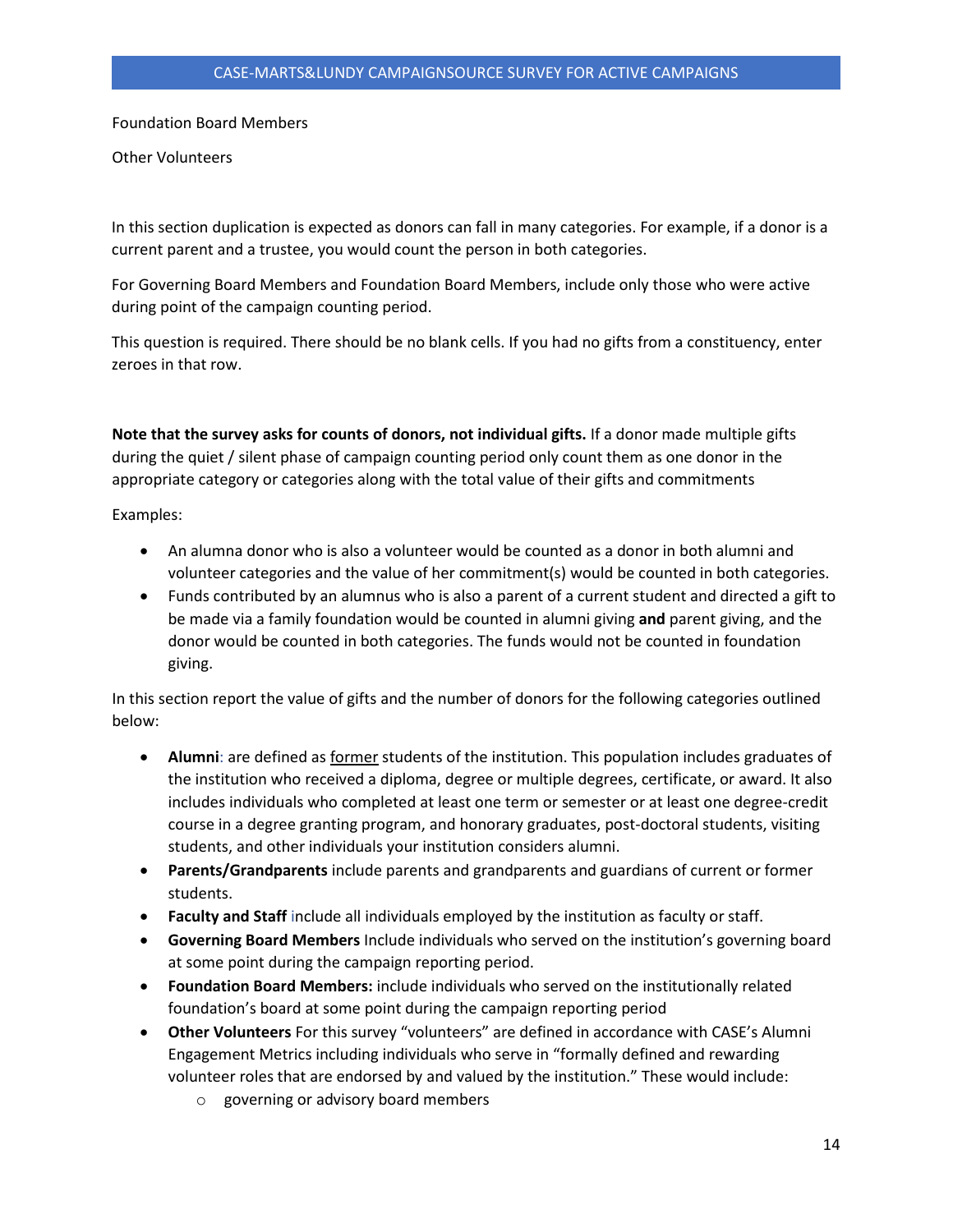Foundation Board Members

Other Volunteers

In this section duplication is expected as donors can fall in many categories. For example, if a donor is a current parent and a trustee, you would count the person in both categories.

For Governing Board Members and Foundation Board Members, include only those who were active during point of the campaign counting period.

This question is required. There should be no blank cells. If you had no gifts from a constituency, enter zeroes in that row.

**Note that the survey asks for counts of donors, not individual gifts.** If a donor made multiple gifts during the quiet / silent phase of campaign counting period only count them as one donor in the appropriate category or categories along with the total value of their gifts and commitments

Examples:

- An alumna donor who is also a volunteer would be counted as a donor in both alumni and volunteer categories and the value of her commitment(s) would be counted in both categories.
- Funds contributed by an alumnus who is also a parent of a current student and directed a gift to be made via a family foundation would be counted in alumni giving **and** parent giving, and the donor would be counted in both categories. The funds would not be counted in foundation giving.

In this section report the value of gifts and the number of donors for the following categories outlined below:

- **Alumni**: are defined as <u>former</u> students of the institution. This population includes graduates of the institution who received a diploma, degree or multiple degrees, certificate, or award. It also includes individuals who completed at least one term or semester or at least one degree-credit course in a degree granting program, and honorary graduates, post-doctoral students, visiting students, and other individuals your institution considers alumni.
- **Parents/Grandparents** include parents and grandparents and guardians of current or former students.
- **Faculty and Staff** include all individuals employed by the institution as faculty or staff.
- **Governing Board Members** Include individuals who served on the institution's governing board at some point during the campaign reporting period.
- **Foundation Board Members:** include individuals who served on the institutionally related foundation's board at some point during the campaign reporting period
- **Other Volunteers** For this survey "volunteers" are defined in accordance with CASE's Alumni Engagement Metrics including individuals who serve in "formally defined and rewarding volunteer roles that are endorsed by and valued by the institution." These would include:
  - governing or advisory board members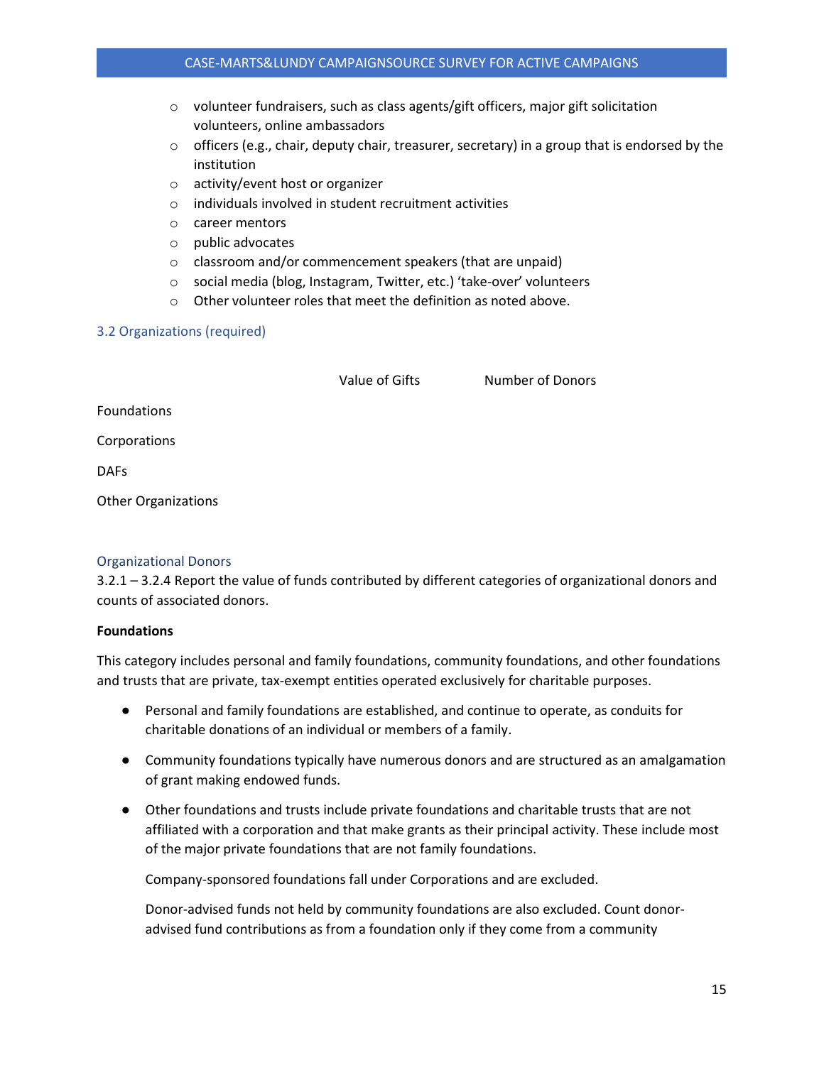- volunteer fundraisers, such as class agents/gift officers, major gift solicitation volunteers, online ambassadors
- officers (e.g., chair, deputy chair, treasurer, secretary) in a group that is endorsed by the institution
- activity/event host or organizer
- individuals involved in student recruitment activities
- career mentors
- public advocates
- classroom and/or commencement speakers (that are unpaid)
- social media (blog, Instagram, Twitter, etc.) 'take-over' volunteers
- Other volunteer roles that meet the definition as noted above.

### 3.2 Organizations (required)

| | Value of Gifts | Number of Donors |
|---|---|---|
| Foundations | | |
| Corporations | | |
| DAFs | | |
| Other Organizations | | |

### Organizational Donors

3.2.1 – 3.2.4 Report the value of funds contributed by different categories of organizational donors and counts of associated donors.

**Foundations**

This category includes personal and family foundations, community foundations, and other foundations and trusts that are private, tax-exempt entities operated exclusively for charitable purposes.

- Personal and family foundations are established, and continue to operate, as conduits for charitable donations of an individual or members of a family.
- Community foundations typically have numerous donors and are structured as an amalgamation of grant making endowed funds.
- Other foundations and trusts include private foundations and charitable trusts that are not affiliated with a corporation and that make grants as their principal activity. These include most of the major private foundations that are not family foundations.

  Company-sponsored foundations fall under Corporations and are excluded.

  Donor-advised funds not held by community foundations are also excluded. Count donor-advised fund contributions as from a foundation only if they come from a community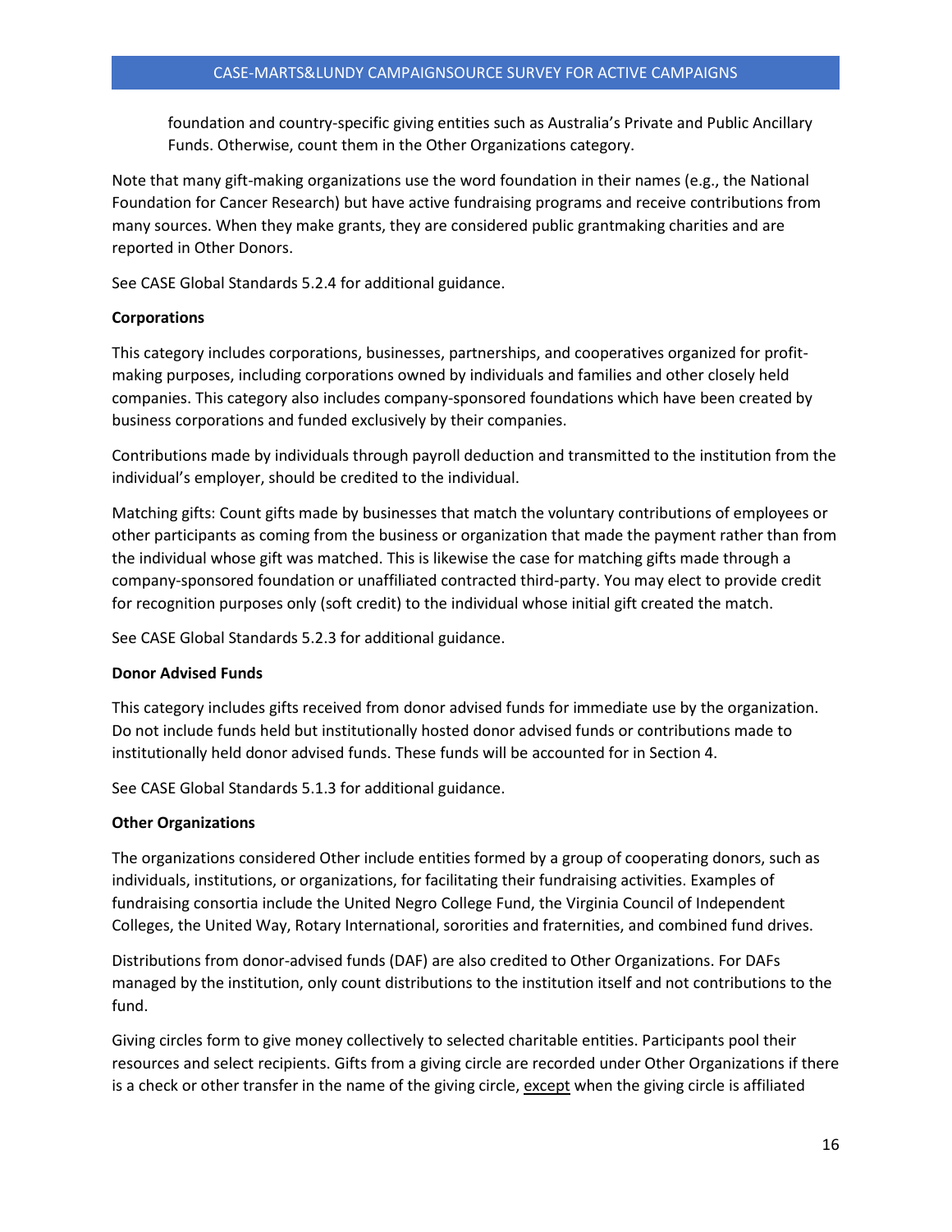foundation and country-specific giving entities such as Australia's Private and Public Ancillary Funds. Otherwise, count them in the Other Organizations category.

Note that many gift-making organizations use the word foundation in their names (e.g., the National Foundation for Cancer Research) but have active fundraising programs and receive contributions from many sources. When they make grants, they are considered public grantmaking charities and are reported in Other Donors.

See CASE Global Standards 5.2.4 for additional guidance.

**Corporations**

This category includes corporations, businesses, partnerships, and cooperatives organized for profit-making purposes, including corporations owned by individuals and families and other closely held companies. This category also includes company-sponsored foundations which have been created by business corporations and funded exclusively by their companies.

Contributions made by individuals through payroll deduction and transmitted to the institution from the individual's employer, should be credited to the individual.

Matching gifts: Count gifts made by businesses that match the voluntary contributions of employees or other participants as coming from the business or organization that made the payment rather than from the individual whose gift was matched. This is likewise the case for matching gifts made through a company-sponsored foundation or unaffiliated contracted third-party. You may elect to provide credit for recognition purposes only (soft credit) to the individual whose initial gift created the match.

See CASE Global Standards 5.2.3 for additional guidance.

**Donor Advised Funds**

This category includes gifts received from donor advised funds for immediate use by the organization. Do not include funds held but institutionally hosted donor advised funds or contributions made to institutionally held donor advised funds. These funds will be accounted for in Section 4.

See CASE Global Standards 5.1.3 for additional guidance.

**Other Organizations**

The organizations considered Other include entities formed by a group of cooperating donors, such as individuals, institutions, or organizations, for facilitating their fundraising activities. Examples of fundraising consortia include the United Negro College Fund, the Virginia Council of Independent Colleges, the United Way, Rotary International, sororities and fraternities, and combined fund drives.

Distributions from donor-advised funds (DAF) are also credited to Other Organizations. For DAFs managed by the institution, only count distributions to the institution itself and not contributions to the fund.

Giving circles form to give money collectively to selected charitable entities. Participants pool their resources and select recipients. Gifts from a giving circle are recorded under Other Organizations if there is a check or other transfer in the name of the giving circle, except when the giving circle is affiliated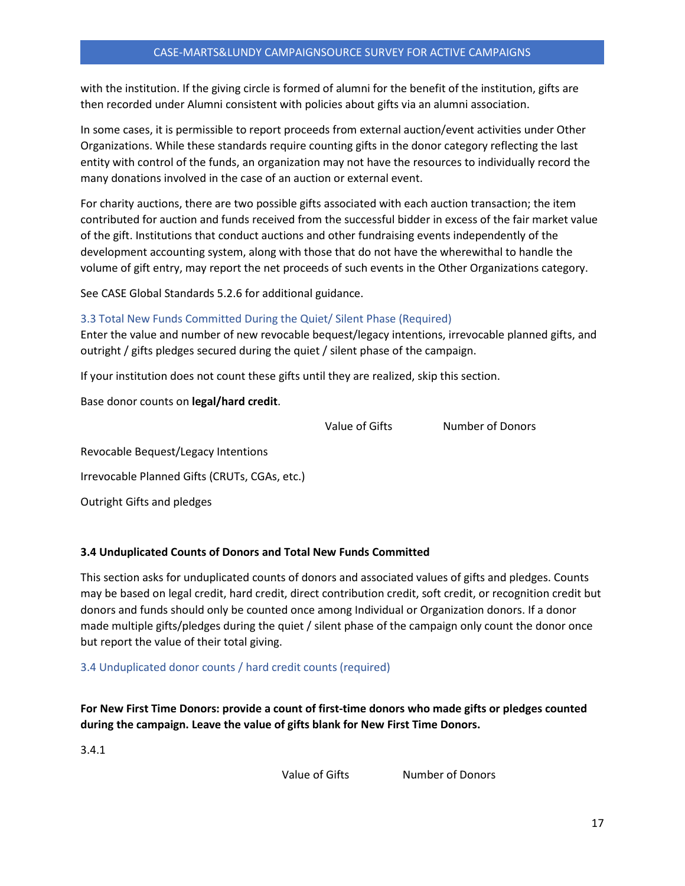with the institution. If the giving circle is formed of alumni for the benefit of the institution, gifts are then recorded under Alumni consistent with policies about gifts via an alumni association.

In some cases, it is permissible to report proceeds from external auction/event activities under Other Organizations. While these standards require counting gifts in the donor category reflecting the last entity with control of the funds, an organization may not have the resources to individually record the many donations involved in the case of an auction or external event.

For charity auctions, there are two possible gifts associated with each auction transaction; the item contributed for auction and funds received from the successful bidder in excess of the fair market value of the gift. Institutions that conduct auctions and other fundraising events independently of the development accounting system, along with those that do not have the wherewithal to handle the volume of gift entry, may report the net proceeds of such events in the Other Organizations category.

See CASE Global Standards 5.2.6 for additional guidance.

### 3.3 Total New Funds Committed During the Quiet/ Silent Phase (Required)

Enter the value and number of new revocable bequest/legacy intentions, irrevocable planned gifts, and outright / gifts pledges secured during the quiet / silent phase of the campaign.

If your institution does not count these gifts until they are realized, skip this section.

Base donor counts on **legal/hard credit**.

| | Value of Gifts | Number of Donors |
|---|---|---|
| Revocable Bequest/Legacy Intentions | | |
| Irrevocable Planned Gifts (CRUTs, CGAs, etc.) | | |
| Outright Gifts and pledges | | |

### 3.4 Unduplicated Counts of Donors and Total New Funds Committed

This section asks for unduplicated counts of donors and associated values of gifts and pledges. Counts may be based on legal credit, hard credit, direct contribution credit, soft credit, or recognition credit but donors and funds should only be counted once among Individual or Organization donors. If a donor made multiple gifts/pledges during the quiet / silent phase of the campaign only count the donor once but report the value of their total giving.

### 3.4 Unduplicated donor counts / hard credit counts (required)

**For New First Time Donors: provide a count of first-time donors who made gifts or pledges counted during the campaign. Leave the value of gifts blank for New First Time Donors.**

3.4.1

| | Value of Gifts | Number of Donors |
|---|---|---|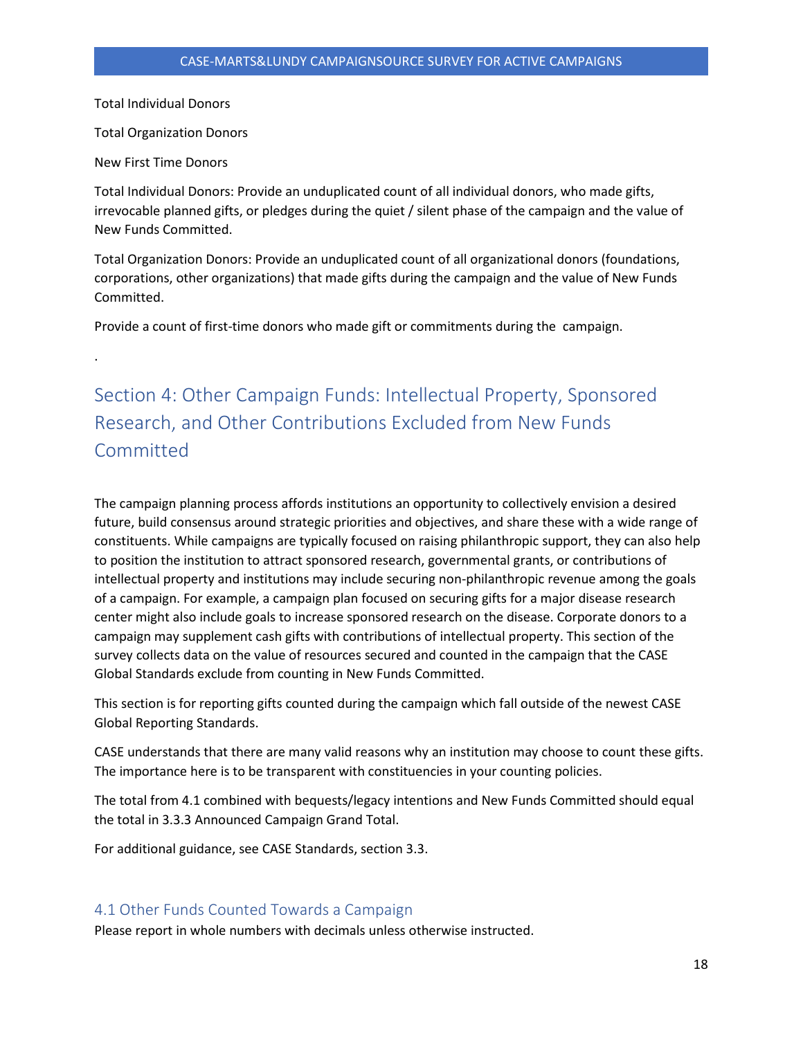Total Individual Donors

Total Organization Donors

New First Time Donors

Total Individual Donors: Provide an unduplicated count of all individual donors, who made gifts, irrevocable planned gifts, or pledges during the quiet / silent phase of the campaign and the value of New Funds Committed.

Total Organization Donors: Provide an unduplicated count of all organizational donors (foundations, corporations, other organizations) that made gifts during the campaign and the value of New Funds Committed.

Provide a count of first-time donors who made gift or commitments during the  campaign.

.

## Section 4: Other Campaign Funds: Intellectual Property, Sponsored Research, and Other Contributions Excluded from New Funds Committed

The campaign planning process affords institutions an opportunity to collectively envision a desired future, build consensus around strategic priorities and objectives, and share these with a wide range of constituents. While campaigns are typically focused on raising philanthropic support, they can also help to position the institution to attract sponsored research, governmental grants, or contributions of intellectual property and institutions may include securing non-philanthropic revenue among the goals of a campaign. For example, a campaign plan focused on securing gifts for a major disease research center might also include goals to increase sponsored research on the disease. Corporate donors to a campaign may supplement cash gifts with contributions of intellectual property. This section of the survey collects data on the value of resources secured and counted in the campaign that the CASE Global Standards exclude from counting in New Funds Committed.

This section is for reporting gifts counted during the campaign which fall outside of the newest CASE Global Reporting Standards.

CASE understands that there are many valid reasons why an institution may choose to count these gifts. The importance here is to be transparent with constituencies in your counting policies.

The total from 4.1 combined with bequests/legacy intentions and New Funds Committed should equal the total in 3.3.3 Announced Campaign Grand Total.

For additional guidance, see CASE Standards, section 3.3.

### 4.1 Other Funds Counted Towards a Campaign

Please report in whole numbers with decimals unless otherwise instructed.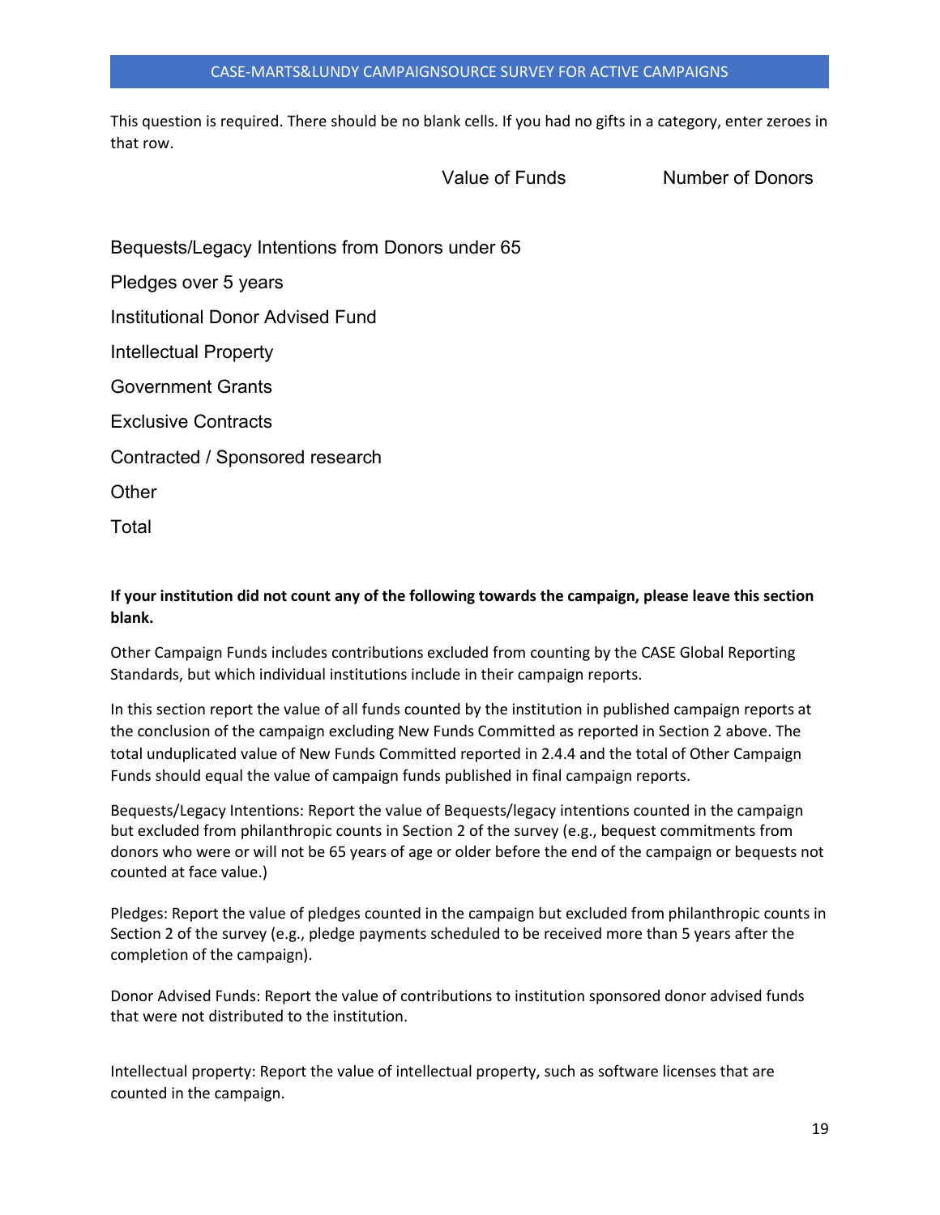This question is required. There should be no blank cells. If you had no gifts in a category, enter zeroes in that row.

| | Value of Funds | Number of Donors |
|---|---|---|
| Bequests/Legacy Intentions from Donors under 65 | | |
| Pledges over 5 years | | |
| Institutional Donor Advised Fund | | |
| Intellectual Property | | |
| Government Grants | | |
| Exclusive Contracts | | |
| Contracted / Sponsored research | | |
| Other | | |
| Total | | |

**If your institution did not count any of the following towards the campaign, please leave this section blank.**

Other Campaign Funds includes contributions excluded from counting by the CASE Global Reporting Standards, but which individual institutions include in their campaign reports.

In this section report the value of all funds counted by the institution in published campaign reports at the conclusion of the campaign excluding New Funds Committed as reported in Section 2 above. The total unduplicated value of New Funds Committed reported in 2.4.4 and the total of Other Campaign Funds should equal the value of campaign funds published in final campaign reports.

Bequests/Legacy Intentions: Report the value of Bequests/legacy intentions counted in the campaign but excluded from philanthropic counts in Section 2 of the survey (e.g., bequest commitments from donors who were or will not be 65 years of age or older before the end of the campaign or bequests not counted at face value.)

Pledges: Report the value of pledges counted in the campaign but excluded from philanthropic counts in Section 2 of the survey (e.g., pledge payments scheduled to be received more than 5 years after the completion of the campaign).

Donor Advised Funds: Report the value of contributions to institution sponsored donor advised funds that were not distributed to the institution.

Intellectual property: Report the value of intellectual property, such as software licenses that are counted in the campaign.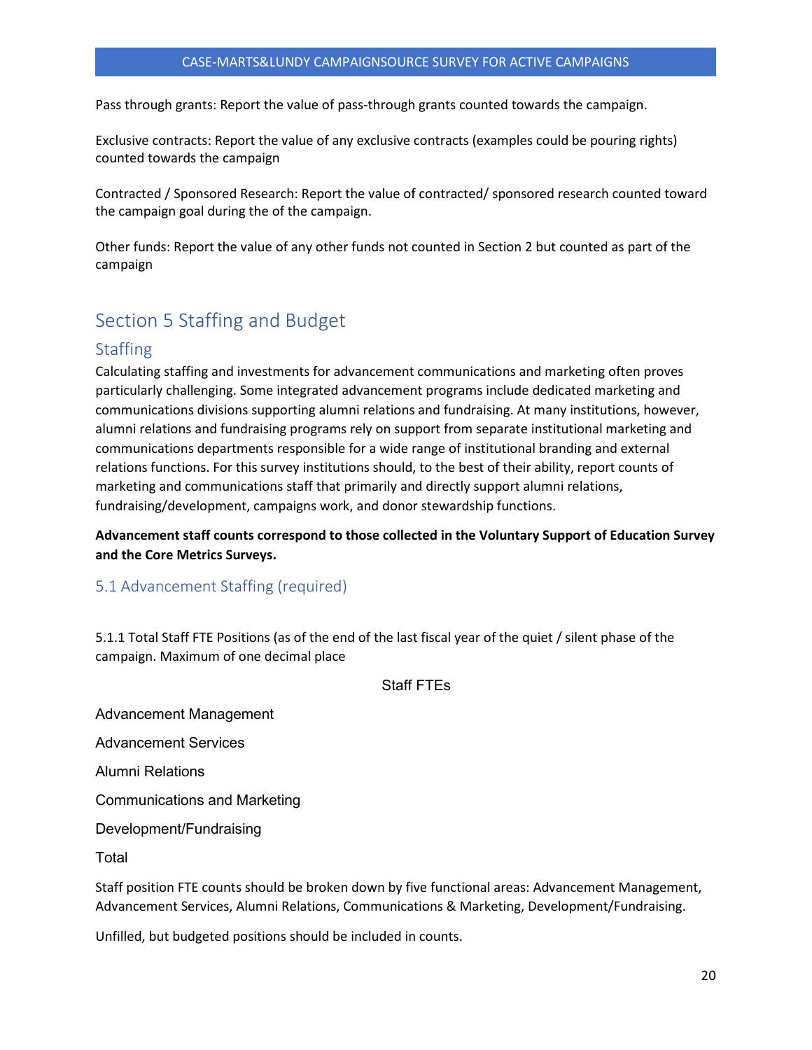Pass through grants: Report the value of pass-through grants counted towards the campaign.

Exclusive contracts: Report the value of any exclusive contracts (examples could be pouring rights) counted towards the campaign

Contracted / Sponsored Research: Report the value of contracted/ sponsored research counted toward the campaign goal during the of the campaign.

Other funds: Report the value of any other funds not counted in Section 2 but counted as part of the campaign

# Section 5 Staffing and Budget

## Staffing

Calculating staffing and investments for advancement communications and marketing often proves particularly challenging. Some integrated advancement programs include dedicated marketing and communications divisions supporting alumni relations and fundraising. At many institutions, however, alumni relations and fundraising programs rely on support from separate institutional marketing and communications departments responsible for a wide range of institutional branding and external relations functions. For this survey institutions should, to the best of their ability, report counts of marketing and communications staff that primarily and directly support alumni relations, fundraising/development, campaigns work, and donor stewardship functions.

**Advancement staff counts correspond to those collected in the Voluntary Support of Education Survey and the Core Metrics Surveys.**

### 5.1 Advancement Staffing (required)

5.1.1 Total Staff FTE Positions (as of the end of the last fiscal year of the quiet / silent phase of the campaign. Maximum of one decimal place

| | Staff FTEs |
|---|---|
| Advancement Management | |
| Advancement Services | |
| Alumni Relations | |
| Communications and Marketing | |
| Development/Fundraising | |
| Total | |

Staff position FTE counts should be broken down by five functional areas: Advancement Management, Advancement Services, Alumni Relations, Communications & Marketing, Development/Fundraising.

Unfilled, but budgeted positions should be included in counts.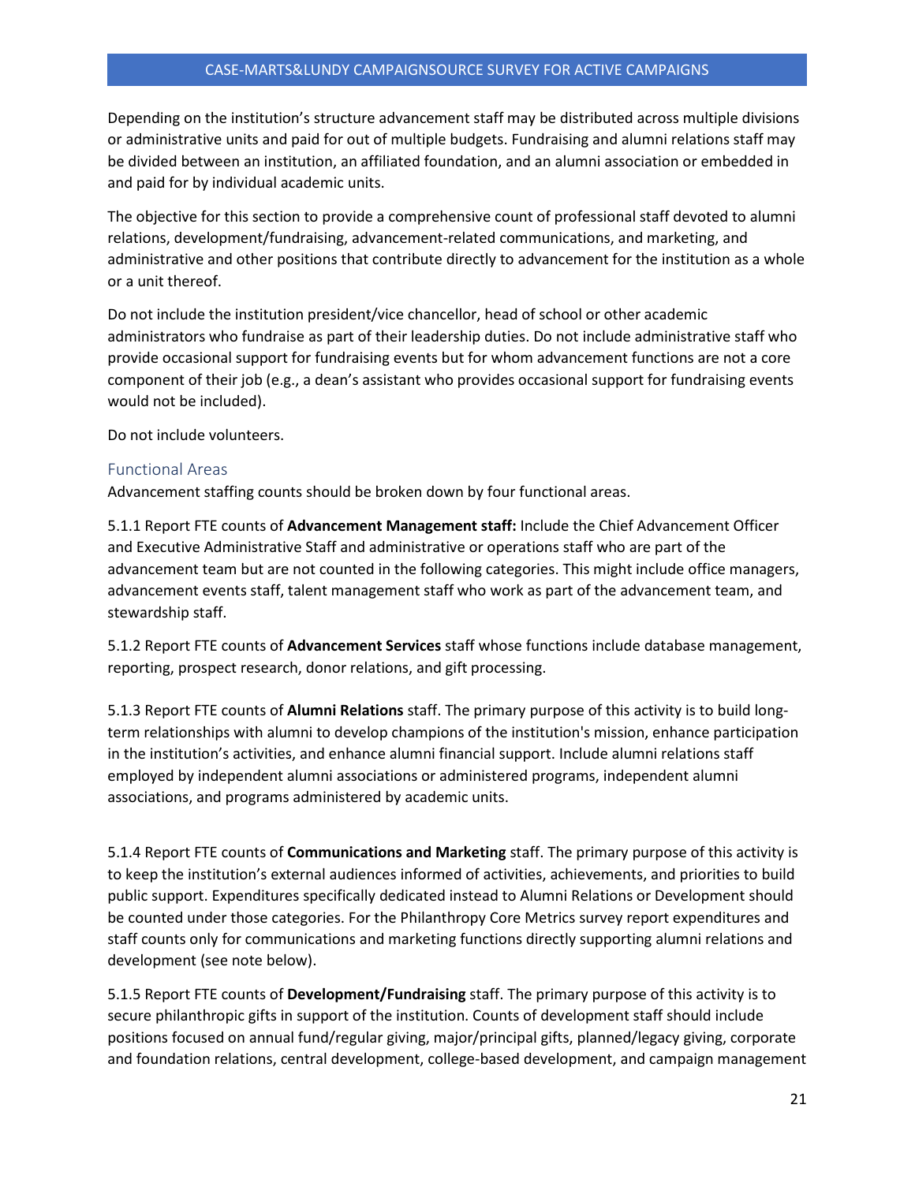Depending on the institution's structure advancement staff may be distributed across multiple divisions or administrative units and paid for out of multiple budgets. Fundraising and alumni relations staff may be divided between an institution, an affiliated foundation, and an alumni association or embedded in and paid for by individual academic units.

The objective for this section to provide a comprehensive count of professional staff devoted to alumni relations, development/fundraising, advancement-related communications, and marketing, and administrative and other positions that contribute directly to advancement for the institution as a whole or a unit thereof.

Do not include the institution president/vice chancellor, head of school or other academic administrators who fundraise as part of their leadership duties. Do not include administrative staff who provide occasional support for fundraising events but for whom advancement functions are not a core component of their job (e.g., a dean's assistant who provides occasional support for fundraising events would not be included).

Do not include volunteers.

### Functional Areas

Advancement staffing counts should be broken down by four functional areas.

5.1.1 Report FTE counts of **Advancement Management staff:** Include the Chief Advancement Officer and Executive Administrative Staff and administrative or operations staff who are part of the advancement team but are not counted in the following categories. This might include office managers, advancement events staff, talent management staff who work as part of the advancement team, and stewardship staff.

5.1.2 Report FTE counts of **Advancement Services** staff whose functions include database management, reporting, prospect research, donor relations, and gift processing.

5.1.3 Report FTE counts of **Alumni Relations** staff. The primary purpose of this activity is to build long-term relationships with alumni to develop champions of the institution's mission, enhance participation in the institution's activities, and enhance alumni financial support. Include alumni relations staff employed by independent alumni associations or administered programs, independent alumni associations, and programs administered by academic units.

5.1.4 Report FTE counts of **Communications and Marketing** staff. The primary purpose of this activity is to keep the institution's external audiences informed of activities, achievements, and priorities to build public support. Expenditures specifically dedicated instead to Alumni Relations or Development should be counted under those categories. For the Philanthropy Core Metrics survey report expenditures and staff counts only for communications and marketing functions directly supporting alumni relations and development (see note below).

5.1.5 Report FTE counts of **Development/Fundraising** staff. The primary purpose of this activity is to secure philanthropic gifts in support of the institution. Counts of development staff should include positions focused on annual fund/regular giving, major/principal gifts, planned/legacy giving, corporate and foundation relations, central development, college-based development, and campaign management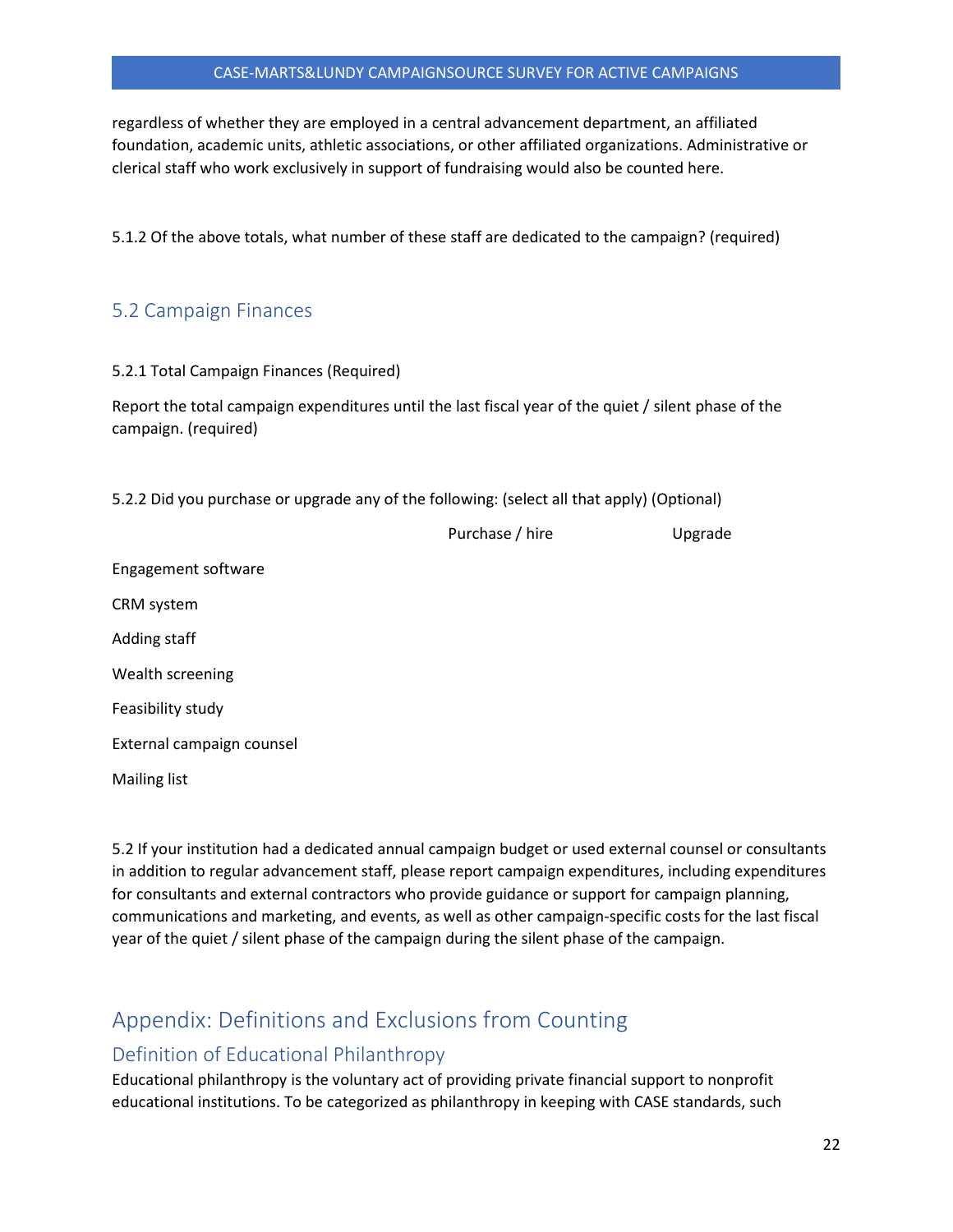regardless of whether they are employed in a central advancement department, an affiliated foundation, academic units, athletic associations, or other affiliated organizations. Administrative or clerical staff who work exclusively in support of fundraising would also be counted here.

5.1.2 Of the above totals, what number of these staff are dedicated to the campaign? (required)

## 5.2 Campaign Finances

5.2.1 Total Campaign Finances (Required)

Report the total campaign expenditures until the last fiscal year of the quiet / silent phase of the campaign. (required)

5.2.2 Did you purchase or upgrade any of the following: (select all that apply) (Optional)

| | Purchase / hire | Upgrade |
|---|---|---|
| Engagement software | | |
| CRM system | | |
| Adding staff | | |
| Wealth screening | | |
| Feasibility study | | |
| External campaign counsel | | |
| Mailing list | | |

5.2 If your institution had a dedicated annual campaign budget or used external counsel or consultants in addition to regular advancement staff, please report campaign expenditures, including expenditures for consultants and external contractors who provide guidance or support for campaign planning, communications and marketing, and events, as well as other campaign-specific costs for the last fiscal year of the quiet / silent phase of the campaign during the silent phase of the campaign.

# Appendix: Definitions and Exclusions from Counting

## Definition of Educational Philanthropy

Educational philanthropy is the voluntary act of providing private financial support to nonprofit educational institutions. To be categorized as philanthropy in keeping with CASE standards, such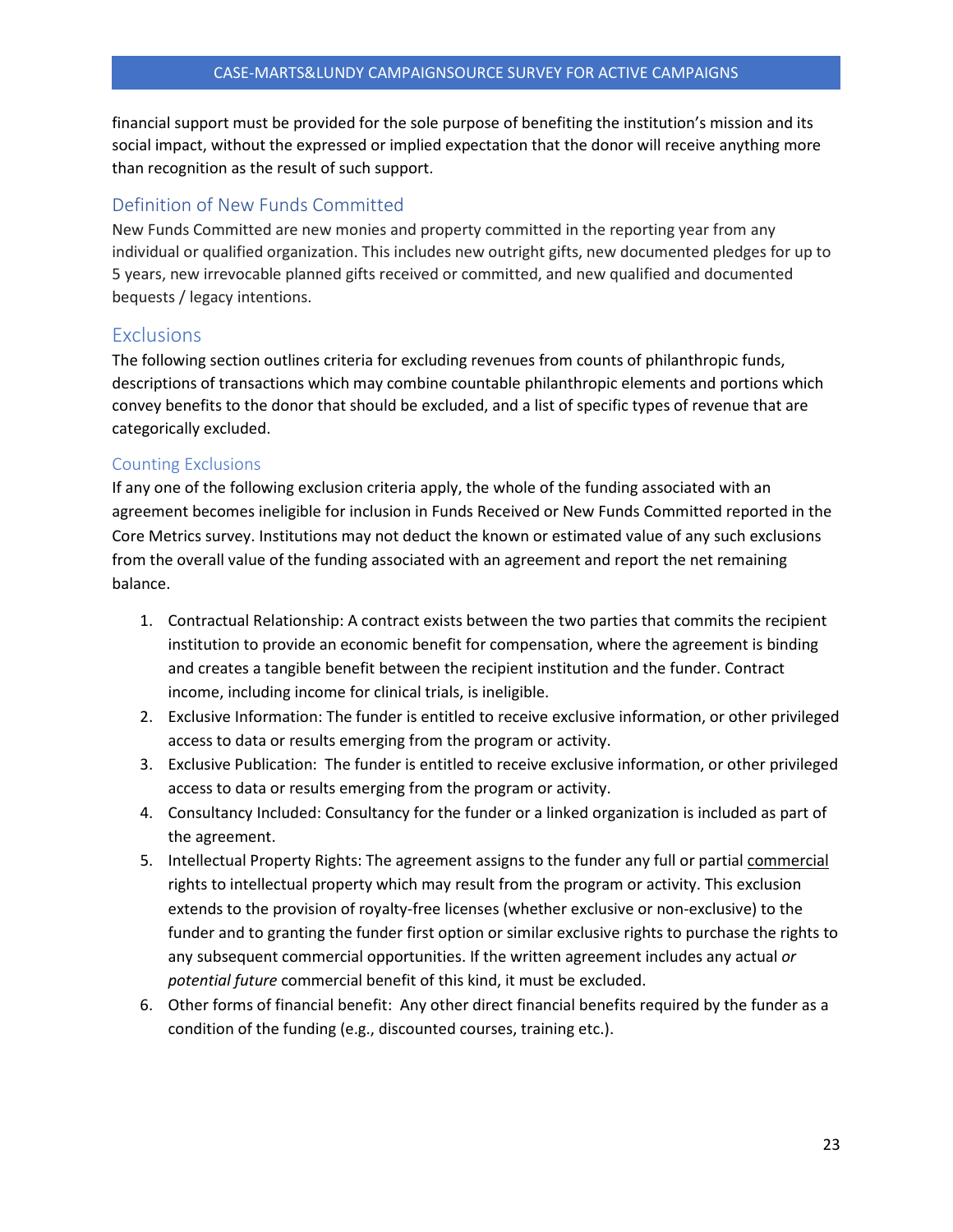financial support must be provided for the sole purpose of benefiting the institution's mission and its social impact, without the expressed or implied expectation that the donor will receive anything more than recognition as the result of such support.

## Definition of New Funds Committed

New Funds Committed are new monies and property committed in the reporting year from any individual or qualified organization. This includes new outright gifts, new documented pledges for up to 5 years, new irrevocable planned gifts received or committed, and new qualified and documented bequests / legacy intentions.

## Exclusions

The following section outlines criteria for excluding revenues from counts of philanthropic funds, descriptions of transactions which may combine countable philanthropic elements and portions which convey benefits to the donor that should be excluded, and a list of specific types of revenue that are categorically excluded.

### Counting Exclusions

If any one of the following exclusion criteria apply, the whole of the funding associated with an agreement becomes ineligible for inclusion in Funds Received or New Funds Committed reported in the Core Metrics survey. Institutions may not deduct the known or estimated value of any such exclusions from the overall value of the funding associated with an agreement and report the net remaining balance.

1. Contractual Relationship: A contract exists between the two parties that commits the recipient institution to provide an economic benefit for compensation, where the agreement is binding and creates a tangible benefit between the recipient institution and the funder. Contract income, including income for clinical trials, is ineligible.
2. Exclusive Information: The funder is entitled to receive exclusive information, or other privileged access to data or results emerging from the program or activity.
3. Exclusive Publication: The funder is entitled to receive exclusive information, or other privileged access to data or results emerging from the program or activity.
4. Consultancy Included: Consultancy for the funder or a linked organization is included as part of the agreement.
5. Intellectual Property Rights: The agreement assigns to the funder any full or partial commercial rights to intellectual property which may result from the program or activity. This exclusion extends to the provision of royalty-free licenses (whether exclusive or non-exclusive) to the funder and to granting the funder first option or similar exclusive rights to purchase the rights to any subsequent commercial opportunities. If the written agreement includes any actual *or potential future* commercial benefit of this kind, it must be excluded.
6. Other forms of financial benefit: Any other direct financial benefits required by the funder as a condition of the funding (e.g., discounted courses, training etc.).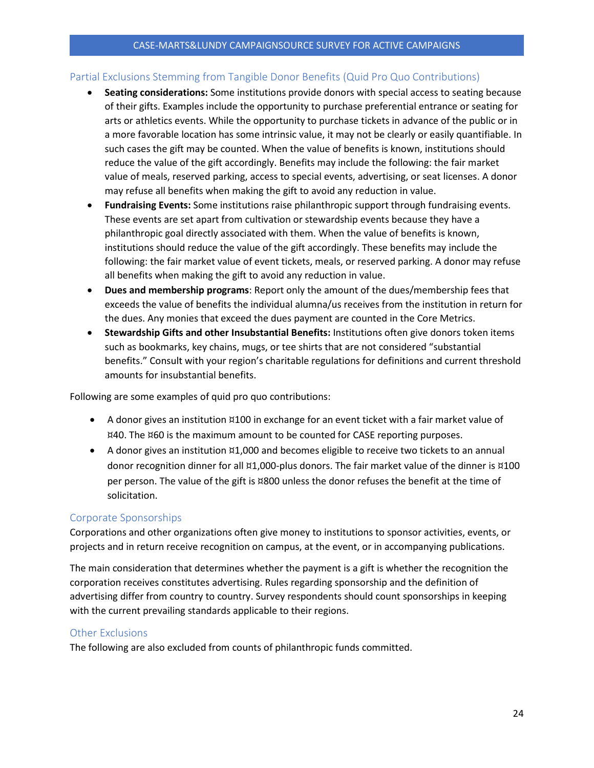## Partial Exclusions Stemming from Tangible Donor Benefits (Quid Pro Quo Contributions)

- **Seating considerations:** Some institutions provide donors with special access to seating because of their gifts. Examples include the opportunity to purchase preferential entrance or seating for arts or athletics events. While the opportunity to purchase tickets in advance of the public or in a more favorable location has some intrinsic value, it may not be clearly or easily quantifiable. In such cases the gift may be counted. When the value of benefits is known, institutions should reduce the value of the gift accordingly. Benefits may include the following: the fair market value of meals, reserved parking, access to special events, advertising, or seat licenses. A donor may refuse all benefits when making the gift to avoid any reduction in value.
- **Fundraising Events:** Some institutions raise philanthropic support through fundraising events. These events are set apart from cultivation or stewardship events because they have a philanthropic goal directly associated with them. When the value of benefits is known, institutions should reduce the value of the gift accordingly. These benefits may include the following: the fair market value of event tickets, meals, or reserved parking. A donor may refuse all benefits when making the gift to avoid any reduction in value.
- **Dues and membership programs**: Report only the amount of the dues/membership fees that exceeds the value of benefits the individual alumna/us receives from the institution in return for the dues. Any monies that exceed the dues payment are counted in the Core Metrics.
- **Stewardship Gifts and other Insubstantial Benefits:** Institutions often give donors token items such as bookmarks, key chains, mugs, or tee shirts that are not considered "substantial benefits." Consult with your region's charitable regulations for definitions and current threshold amounts for insubstantial benefits.

Following are some examples of quid pro quo contributions:

- A donor gives an institution ¤100 in exchange for an event ticket with a fair market value of ¤40. The ¤60 is the maximum amount to be counted for CASE reporting purposes.
- A donor gives an institution ¤1,000 and becomes eligible to receive two tickets to an annual donor recognition dinner for all ¤1,000-plus donors. The fair market value of the dinner is ¤100 per person. The value of the gift is ¤800 unless the donor refuses the benefit at the time of solicitation.

## Corporate Sponsorships

Corporations and other organizations often give money to institutions to sponsor activities, events, or projects and in return receive recognition on campus, at the event, or in accompanying publications.

The main consideration that determines whether the payment is a gift is whether the recognition the corporation receives constitutes advertising. Rules regarding sponsorship and the definition of advertising differ from country to country. Survey respondents should count sponsorships in keeping with the current prevailing standards applicable to their regions.

## Other Exclusions

The following are also excluded from counts of philanthropic funds committed.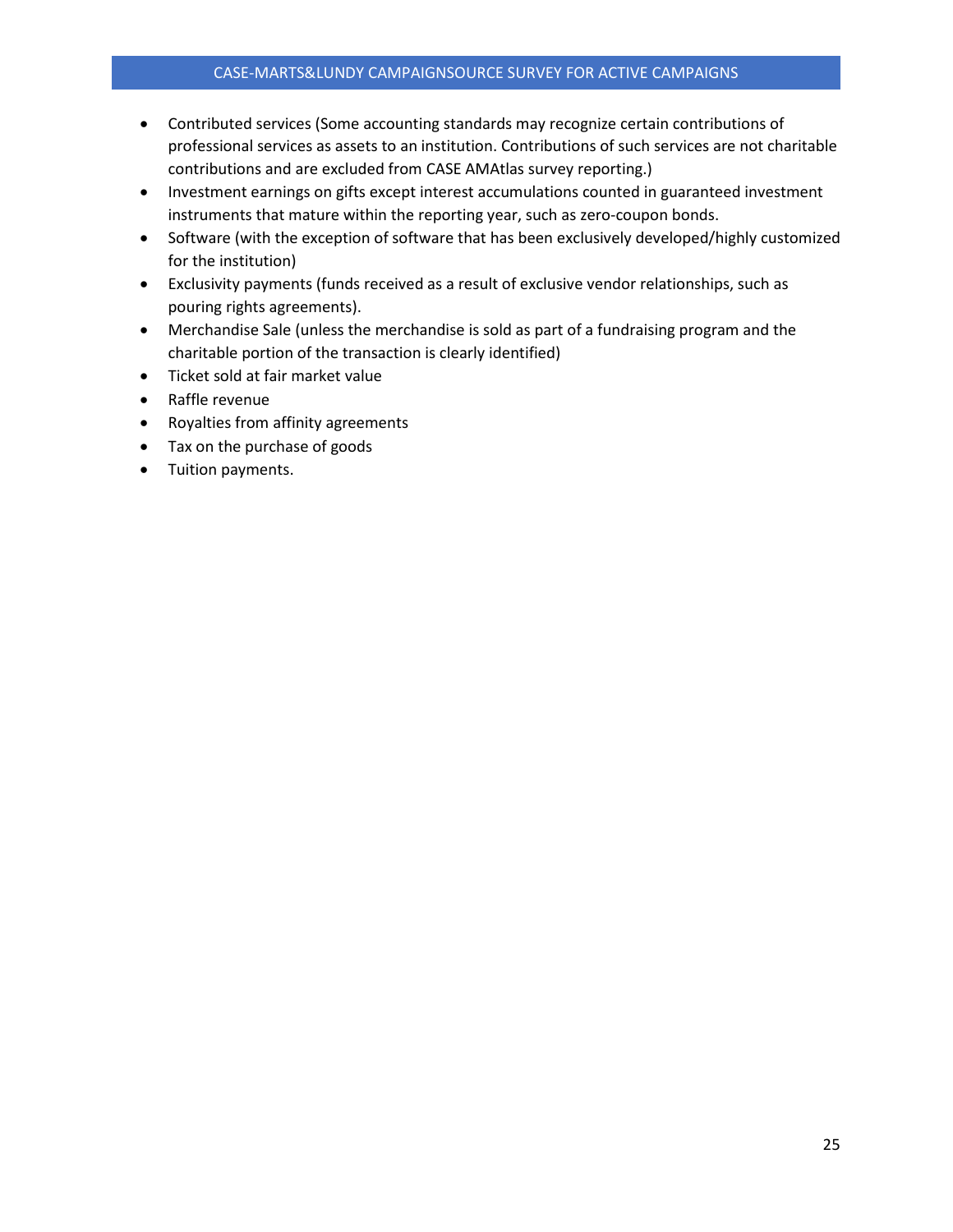- Contributed services (Some accounting standards may recognize certain contributions of professional services as assets to an institution. Contributions of such services are not charitable contributions and are excluded from CASE AMAtlas survey reporting.)
- Investment earnings on gifts except interest accumulations counted in guaranteed investment instruments that mature within the reporting year, such as zero-coupon bonds.
- Software (with the exception of software that has been exclusively developed/highly customized for the institution)
- Exclusivity payments (funds received as a result of exclusive vendor relationships, such as pouring rights agreements).
- Merchandise Sale (unless the merchandise is sold as part of a fundraising program and the charitable portion of the transaction is clearly identified)
- Ticket sold at fair market value
- Raffle revenue
- Royalties from affinity agreements
- Tax on the purchase of goods
- Tuition payments.